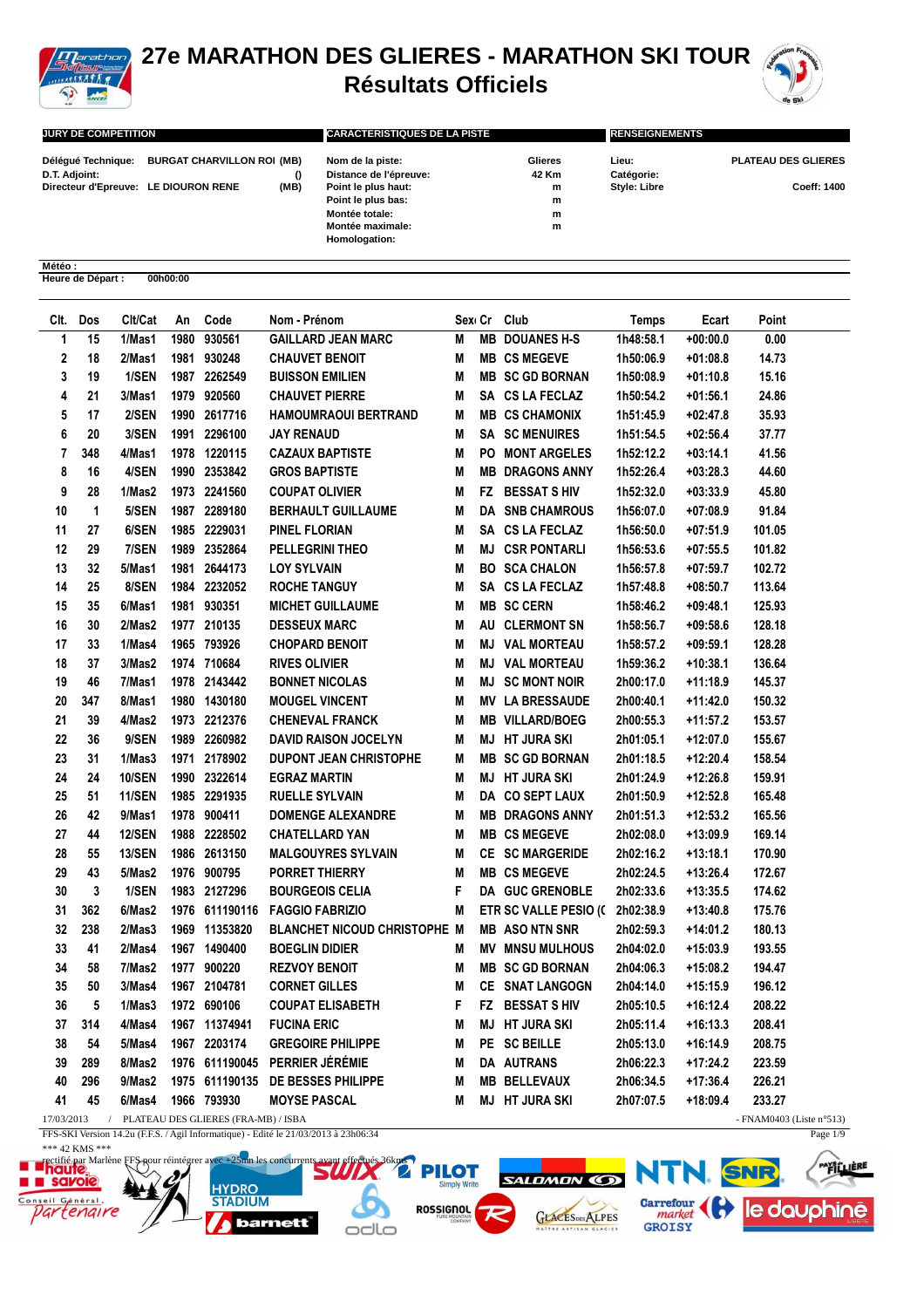# 27e MARATHON DES GLIERES - MARATHON SKI TOUR

## Résultats Officiels

**JURY DE COMPETITION**

Délégué Technique: BURGAT CHARVILLON ROI (MB)
D.T. Adjoint: ()
Directeur d'Epreuve: LE DIOURON RENE (MB)

**CARACTERISTIQUES DE LA PISTE**

Nom de la piste: Glieres
Distance de l'épreuve: 42 Km
Point le plus haut: m
Point le plus bas: m
Montée totale: m
Montée maximale: m
Homologation:

**RENSEIGNEMENTS**

Lieu: PLATEAU DES GLIERES
Catégorie:
Style: Libre Coeff: 1400

Météo :
Heure de Départ : 00h00:00

| Clt. | Dos | Clt/Cat | An | Code | Nom - Prénom | Sexe | Cr | Club | Temps | Ecart | Point |
|---|---|---|---|---|---|---|---|---|---|---|---|
| 1 | 15 | 1/Mas1 | 1980 | 930561 | GAILLARD JEAN MARC | M | MB | DOUANES H-S | 1h48:58.1 | +00:00.0 | 0.00 |
| 2 | 18 | 2/Mas1 | 1981 | 930248 | CHAUVET BENOIT | M | MB | CS MEGEVE | 1h50:06.9 | +01:08.8 | 14.73 |
| 3 | 19 | 1/SEN | 1987 | 2262549 | BUISSON EMILIEN | M | MB | SC GD BORNAN | 1h50:08.9 | +01:10.8 | 15.16 |
| 4 | 21 | 3/Mas1 | 1979 | 920560 | CHAUVET PIERRE | M | SA | CS LA FECLAZ | 1h50:54.2 | +01:56.1 | 24.86 |
| 5 | 17 | 2/SEN | 1990 | 2617716 | HAMOUMRAOUI BERTRAND | M | MB | CS CHAMONIX | 1h51:45.9 | +02:47.8 | 35.93 |
| 6 | 20 | 3/SEN | 1991 | 2296100 | JAY RENAUD | M | SA | SC MENUIRES | 1h51:54.5 | +02:56.4 | 37.77 |
| 7 | 348 | 4/Mas1 | 1978 | 1220115 | CAZAUX BAPTISTE | M | PO | MONT ARGELES | 1h52:12.2 | +03:14.1 | 41.56 |
| 8 | 16 | 4/SEN | 1990 | 2353842 | GROS BAPTISTE | M | MB | DRAGONS ANNY | 1h52:26.4 | +03:28.3 | 44.60 |
| 9 | 28 | 1/Mas2 | 1973 | 2241560 | COUPAT OLIVIER | M | FZ | BESSAT S HIV | 1h52:32.0 | +03:33.9 | 45.80 |
| 10 | 1 | 5/SEN | 1987 | 2289180 | BERHAULT GUILLAUME | M | DA | SNB CHAMROUS | 1h56:07.0 | +07:08.9 | 91.84 |
| 11 | 27 | 6/SEN | 1985 | 2229031 | PINEL FLORIAN | M | SA | CS LA FECLAZ | 1h56:50.0 | +07:51.9 | 101.05 |
| 12 | 29 | 7/SEN | 1989 | 2352864 | PELLEGRINI THEO | M | MJ | CSR PONTARLI | 1h56:53.6 | +07:55.5 | 101.82 |
| 13 | 32 | 5/Mas1 | 1981 | 2644173 | LOY SYLVAIN | M | BO | SCA CHALON | 1h56:57.8 | +07:59.7 | 102.72 |
| 14 | 25 | 8/SEN | 1984 | 2232052 | ROCHE TANGUY | M | SA | CS LA FECLAZ | 1h57:48.8 | +08:50.7 | 113.64 |
| 15 | 35 | 6/Mas1 | 1981 | 930351 | MICHET GUILLAUME | M | MB | SC CERN | 1h58:46.2 | +09:48.1 | 125.93 |
| 16 | 30 | 2/Mas2 | 1977 | 210135 | DESSEUX MARC | M | AU | CLERMONT SN | 1h58:56.7 | +09:58.6 | 128.18 |
| 17 | 33 | 1/Mas4 | 1965 | 793926 | CHOPARD BENOIT | M | MJ | VAL MORTEAU | 1h58:57.2 | +09:59.1 | 128.28 |
| 18 | 37 | 3/Mas2 | 1974 | 710684 | RIVES OLIVIER | M | MJ | VAL MORTEAU | 1h59:36.2 | +10:38.1 | 136.64 |
| 19 | 46 | 7/Mas1 | 1978 | 2143442 | BONNET NICOLAS | M | MJ | SC MONT NOIR | 2h00:17.0 | +11:18.9 | 145.37 |
| 20 | 347 | 8/Mas1 | 1980 | 1430180 | MOUGEL VINCENT | M | MV | LA BRESSAUDE | 2h00:40.1 | +11:42.0 | 150.32 |
| 21 | 39 | 4/Mas2 | 1973 | 2212376 | CHENEVAL FRANCK | M | MB | VILLARD/BOEG | 2h00:55.3 | +11:57.2 | 153.57 |
| 22 | 36 | 9/SEN | 1989 | 2260982 | DAVID RAISON JOCELYN | M | MJ | HT JURA SKI | 2h01:05.1 | +12:07.0 | 155.67 |
| 23 | 31 | 1/Mas3 | 1971 | 2178902 | DUPONT JEAN CHRISTOPHE | M | MB | SC GD BORNAN | 2h01:18.5 | +12:20.4 | 158.54 |
| 24 | 24 | 10/SEN | 1990 | 2322614 | EGRAZ MARTIN | M | MJ | HT JURA SKI | 2h01:24.9 | +12:26.8 | 159.91 |
| 25 | 51 | 11/SEN | 1985 | 2291935 | RUELLE SYLVAIN | M | DA | CO SEPT LAUX | 2h01:50.9 | +12:52.8 | 165.48 |
| 26 | 42 | 9/Mas1 | 1978 | 900411 | DOMENGE ALEXANDRE | M | MB | DRAGONS ANNY | 2h01:51.3 | +12:53.2 | 165.56 |
| 27 | 44 | 12/SEN | 1988 | 2228502 | CHATELLARD YAN | M | MB | CS MEGEVE | 2h02:08.0 | +13:09.9 | 169.14 |
| 28 | 55 | 13/SEN | 1986 | 2613150 | MALGOUYRES SYLVAIN | M | CE | SC MARGERIDE | 2h02:16.2 | +13:18.1 | 170.90 |
| 29 | 43 | 5/Mas2 | 1976 | 900795 | PORRET THIERRY | M | MB | CS MEGEVE | 2h02:24.5 | +13:26.4 | 172.67 |
| 30 | 3 | 1/SEN | 1983 | 2127296 | BOURGEOIS CELIA | F | DA | GUC GRENOBLE | 2h02:33.6 | +13:35.5 | 174.62 |
| 31 | 362 | 6/Mas2 | 1976 | 611190116 | FAGGIO FABRIZIO | M | ETR | SC VALLE PESIO (C | 2h02:38.9 | +13:40.8 | 175.76 |
| 32 | 238 | 2/Mas3 | 1969 | 11353820 | BLANCHET NICOUD CHRISTOPHE | M | MB | ASO NTN SNR | 2h02:59.3 | +14:01.2 | 180.13 |
| 33 | 41 | 2/Mas4 | 1967 | 1490400 | BOEGLIN DIDIER | M | MV | MNSU MULHOUS | 2h04:02.0 | +15:03.9 | 193.55 |
| 34 | 58 | 7/Mas2 | 1977 | 900220 | REZVOY BENOIT | M | MB | SC GD BORNAN | 2h04:06.3 | +15:08.2 | 194.47 |
| 35 | 50 | 3/Mas4 | 1967 | 2104781 | CORNET GILLES | M | CE | SNAT LANGOGN | 2h04:14.0 | +15:15.9 | 196.12 |
| 36 | 5 | 1/Mas3 | 1972 | 690106 | COUPAT ELISABETH | F | FZ | BESSAT S HIV | 2h05:10.5 | +16:12.4 | 208.22 |
| 37 | 314 | 4/Mas4 | 1967 | 11374941 | FUCINA ERIC | M | MJ | HT JURA SKI | 2h05:11.4 | +16:13.3 | 208.41 |
| 38 | 54 | 5/Mas4 | 1967 | 2203174 | GREGOIRE PHILIPPE | M | PE | SC BEILLE | 2h05:13.0 | +16:14.9 | 208.75 |
| 39 | 289 | 8/Mas2 | 1976 | 611190045 | PERRIER JÉRÉMIE | M | DA | AUTRANS | 2h06:22.3 | +17:24.2 | 223.59 |
| 40 | 296 | 9/Mas2 | 1975 | 611190135 | DE BESSES PHILIPPE | M | MB | BELLEVAUX | 2h06:34.5 | +17:36.4 | 226.21 |
| 41 | 45 | 6/Mas4 | 1966 | 793930 | MOYSE PASCAL | M | MJ | HT JURA SKI | 2h07:07.5 | +18:09.4 | 233.27 |

17/03/2013 / PLATEAU DES GLIERES (FRA-MB) / ISBA - FNAM0403 (Liste n°513)

FFS-SKI Version 14.2u (F.F.S. / Agil Informatique) - Edité le 21/03/2013 à 23h06:34

*** 42 KMS ***

rectifié par Marlène FFS pour réintégrer avec +25mn les concurrents avant effectués 36kms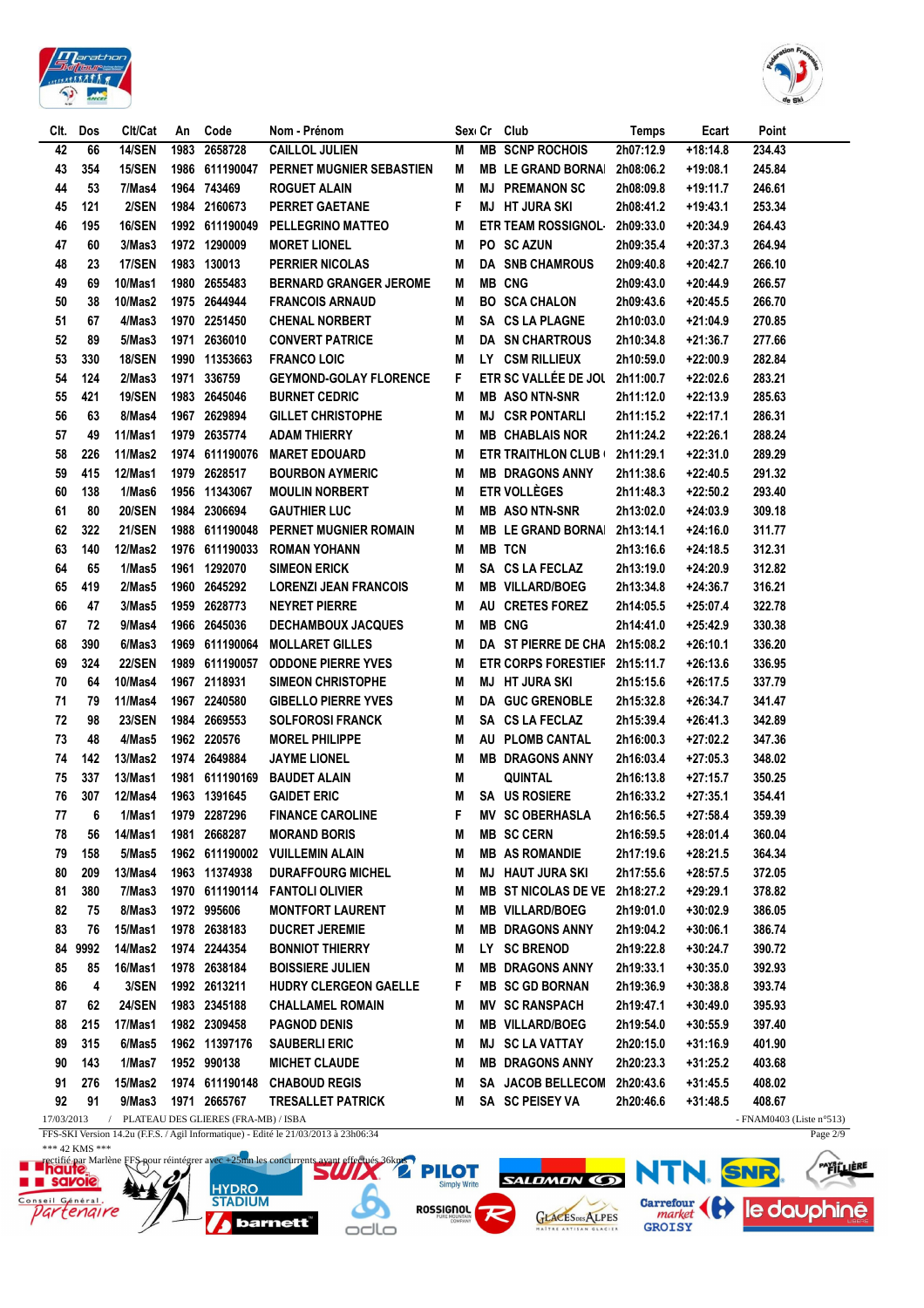| Clt. | Dos | Clt/Cat | An | Code | Nom - Prénom | Sexe | Cr | Club | Temps | Ecart | Point |
|---|---|---|---|---|---|---|---|---|---|---|---|
| 42 | 66 | 14/SEN | 1983 | 2658728 | CAILLOL JULIEN | M | MB | SCNP ROCHOIS | 2h07:12.9 | +18:14.8 | 234.43 |
| 43 | 354 | 15/SEN | 1986 | 611190047 | PERNET MUGNIER SEBASTIEN | M | MB | LE GRAND BORNAI | 2h08:06.2 | +19:08.1 | 245.84 |
| 44 | 53 | 7/Mas4 | 1964 | 743469 | ROGUET ALAIN | M | MJ | PREMANON SC | 2h08:09.8 | +19:11.7 | 246.61 |
| 45 | 121 | 2/SEN | 1984 | 2160673 | PERRET GAETANE | F | MJ | HT JURA SKI | 2h08:41.2 | +19:43.1 | 253.34 |
| 46 | 195 | 16/SEN | 1992 | 611190049 | PELLEGRINO MATTEO | M | ETR | TEAM ROSSIGNOL- | 2h09:33.0 | +20:34.9 | 264.43 |
| 47 | 60 | 3/Mas3 | 1972 | 1290009 | MORET LIONEL | M | PO | SC AZUN | 2h09:35.4 | +20:37.3 | 264.94 |
| 48 | 23 | 17/SEN | 1983 | 130013 | PERRIER NICOLAS | M | DA | SNB CHAMROUS | 2h09:40.8 | +20:42.7 | 266.10 |
| 49 | 69 | 10/Mas1 | 1980 | 2655483 | BERNARD GRANGER JEROME | M | MB | CNG | 2h09:43.0 | +20:44.9 | 266.57 |
| 50 | 38 | 10/Mas2 | 1975 | 2644944 | FRANCOIS ARNAUD | M | BO | SCA CHALON | 2h09:43.6 | +20:45.5 | 266.70 |
| 51 | 67 | 4/Mas3 | 1970 | 2251450 | CHENAL NORBERT | M | SA | CS LA PLAGNE | 2h10:03.0 | +21:04.9 | 270.85 |
| 52 | 89 | 5/Mas3 | 1971 | 2636010 | CONVERT PATRICE | M | DA | SN CHARTROUS | 2h10:34.8 | +21:36.7 | 277.66 |
| 53 | 330 | 18/SEN | 1990 | 11353663 | FRANCO LOIC | M | LY | CSM RILLIEUX | 2h10:59.0 | +22:00.9 | 282.84 |
| 54 | 124 | 2/Mas3 | 1971 | 336759 | GEYMOND-GOLAY FLORENCE | F | ETR | SC VALLÉE DE JOU | 2h11:00.7 | +22:02.6 | 283.21 |
| 55 | 421 | 19/SEN | 1983 | 2645046 | BURNET CEDRIC | M | MB | ASO NTN-SNR | 2h11:12.0 | +22:13.9 | 285.63 |
| 56 | 63 | 8/Mas4 | 1967 | 2629894 | GILLET CHRISTOPHE | M | MJ | CSR PONTARLI | 2h11:15.2 | +22:17.1 | 286.31 |
| 57 | 49 | 11/Mas1 | 1979 | 2635774 | ADAM THIERRY | M | MB | CHABLAIS NOR | 2h11:24.2 | +22:26.1 | 288.24 |
| 58 | 226 | 11/Mas2 | 1974 | 611190076 | MARET EDOUARD | M | ETR | TRAITHLON CLUB ( | 2h11:29.1 | +22:31.0 | 289.29 |
| 59 | 415 | 12/Mas1 | 1979 | 2628517 | BOURBON AYMERIC | M | MB | DRAGONS ANNY | 2h11:38.6 | +22:40.5 | 291.32 |
| 60 | 138 | 1/Mas6 | 1956 | 11343067 | MOULIN NORBERT | M | ETR | VOLLÈGES | 2h11:48.3 | +22:50.2 | 293.40 |
| 61 | 80 | 20/SEN | 1984 | 2306694 | GAUTHIER LUC | M | MB | ASO NTN-SNR | 2h13:02.0 | +24:03.9 | 309.18 |
| 62 | 322 | 21/SEN | 1988 | 611190048 | PERNET MUGNIER ROMAIN | M | MB | LE GRAND BORNAI | 2h13:14.1 | +24:16.0 | 311.77 |
| 63 | 140 | 12/Mas2 | 1976 | 611190033 | ROMAN YOHANN | M | MB | TCN | 2h13:16.6 | +24:18.5 | 312.31 |
| 64 | 65 | 1/Mas5 | 1961 | 1292070 | SIMEON ERICK | M | SA | CS LA FECLAZ | 2h13:19.0 | +24:20.9 | 312.82 |
| 65 | 419 | 2/Mas5 | 1960 | 2645292 | LORENZI JEAN FRANCOIS | M | MB | VILLARD/BOEG | 2h13:34.8 | +24:36.7 | 316.21 |
| 66 | 47 | 3/Mas5 | 1959 | 2628773 | NEYRET PIERRE | M | AU | CRETES FOREZ | 2h14:05.5 | +25:07.4 | 322.78 |
| 67 | 72 | 9/Mas4 | 1966 | 2645036 | DECHAMBOUX JACQUES | M | MB | CNG | 2h14:41.0 | +25:42.9 | 330.38 |
| 68 | 390 | 6/Mas3 | 1969 | 611190064 | MOLLARET GILLES | M | DA | ST PIERRE DE CHA | 2h15:08.2 | +26:10.1 | 336.20 |
| 69 | 324 | 22/SEN | 1989 | 611190057 | ODDONE PIERRE YVES | M | ETR | CORPS FORESTIEF | 2h15:11.7 | +26:13.6 | 336.95 |
| 70 | 64 | 10/Mas4 | 1967 | 2118931 | SIMEON CHRISTOPHE | M | MJ | HT JURA SKI | 2h15:15.6 | +26:17.5 | 337.79 |
| 71 | 79 | 11/Mas4 | 1967 | 2240580 | GIBELLO PIERRE YVES | M | DA | GUC GRENOBLE | 2h15:32.8 | +26:34.7 | 341.47 |
| 72 | 98 | 23/SEN | 1984 | 2669553 | SOLFOROSI FRANCK | M | SA | CS LA FECLAZ | 2h15:39.4 | +26:41.3 | 342.89 |
| 73 | 48 | 4/Mas5 | 1962 | 220576 | MOREL PHILIPPE | M | AU | PLOMB CANTAL | 2h16:00.3 | +27:02.2 | 347.36 |
| 74 | 142 | 13/Mas2 | 1974 | 2649884 | JAYME LIONEL | M | MB | DRAGONS ANNY | 2h16:03.4 | +27:05.3 | 348.02 |
| 75 | 337 | 13/Mas1 | 1981 | 611190169 | BAUDET ALAIN | M | | QUINTAL | 2h16:13.8 | +27:15.7 | 350.25 |
| 76 | 307 | 12/Mas4 | 1963 | 1391645 | GAIDET ERIC | M | SA | US ROSIERE | 2h16:33.2 | +27:35.1 | 354.41 |
| 77 | 6 | 1/Mas1 | 1979 | 2287296 | FINANCE CAROLINE | F | MV | SC OBERHASLA | 2h16:56.5 | +27:58.4 | 359.39 |
| 78 | 56 | 14/Mas1 | 1981 | 2668287 | MORAND BORIS | M | MB | SC CERN | 2h16:59.5 | +28:01.4 | 360.04 |
| 79 | 158 | 5/Mas5 | 1962 | 611190002 | VUILLEMIN ALAIN | M | MB | AS ROMANDIE | 2h17:19.6 | +28:21.5 | 364.34 |
| 80 | 209 | 13/Mas4 | 1963 | 11374938 | DURAFFOURG MICHEL | M | MJ | HAUT JURA SKI | 2h17:55.6 | +28:57.5 | 372.05 |
| 81 | 380 | 7/Mas3 | 1970 | 611190114 | FANTOLI OLIVIER | M | MB | ST NICOLAS DE VE | 2h18:27.2 | +29:29.1 | 378.82 |
| 82 | 75 | 8/Mas3 | 1972 | 995606 | MONTFORT LAURENT | M | MB | VILLARD/BOEG | 2h19:01.0 | +30:02.9 | 386.05 |
| 83 | 76 | 15/Mas1 | 1978 | 2638183 | DUCRET JEREMIE | M | MB | DRAGONS ANNY | 2h19:04.2 | +30:06.1 | 386.74 |
| 84 | 9992 | 14/Mas2 | 1974 | 2244354 | BONNIOT THIERRY | M | LY | SC BRENOD | 2h19:22.8 | +30:24.7 | 390.72 |
| 85 | 85 | 16/Mas1 | 1978 | 2638184 | BOISSIERE JULIEN | M | MB | DRAGONS ANNY | 2h19:33.1 | +30:35.0 | 392.93 |
| 86 | 4 | 3/SEN | 1992 | 2613211 | HUDRY CLERGEON GAELLE | F | MB | SC GD BORNAN | 2h19:36.9 | +30:38.8 | 393.74 |
| 87 | 62 | 24/SEN | 1983 | 2345188 | CHALLAMEL ROMAIN | M | MV | SC RANSPACH | 2h19:47.1 | +30:49.0 | 395.93 |
| 88 | 215 | 17/Mas1 | 1982 | 2309458 | PAGNOD DENIS | M | MB | VILLARD/BOEG | 2h19:54.0 | +30:55.9 | 397.40 |
| 89 | 315 | 6/Mas5 | 1962 | 11397176 | SAUBERLI ERIC | M | MJ | SC LA VATTAY | 2h20:15.0 | +31:16.9 | 401.90 |
| 90 | 143 | 1/Mas7 | 1952 | 990138 | MICHET CLAUDE | M | MB | DRAGONS ANNY | 2h20:23.3 | +31:25.2 | 403.68 |
| 91 | 276 | 15/Mas2 | 1974 | 611190148 | CHABOUD REGIS | M | SA | JACOB BELLECOM | 2h20:43.6 | +31:45.5 | 408.02 |
| 92 | 91 | 9/Mas3 | 1971 | 2665767 | TRESALLET PATRICK | M | SA | SC PEISEY VA | 2h20:46.6 | +31:48.5 | 408.67 |

17/03/2013 / PLATEAU DES GLIERES (FRA-MB) / ISBA - FNAM0403 (Liste n°513)

FFS-SKI Version 14.2u (F.F.S. / Agil Informatique) - Edité le 21/03/2013 à 23h06:34

*** 42 KMS ***

rectifié par Marlène FFS pour réintégrer avec +25mn les concurrents avant effectués 36kms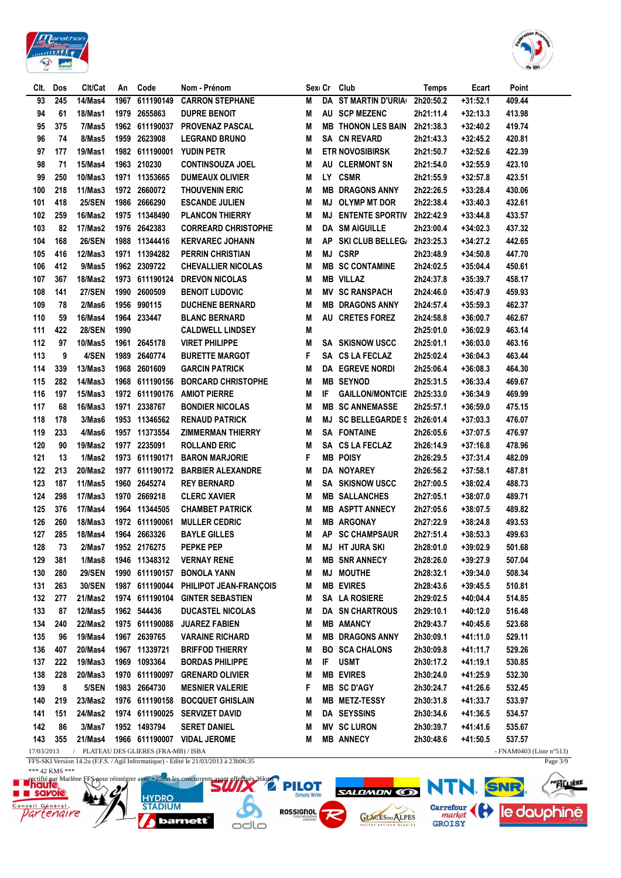| Clt. | Dos | Clt/Cat | An | Code | Nom - Prénom | Sexe | Cr | Club | Temps | Ecart | Point |
|---|---|---|---|---|---|---|---|---|---|---|---|
| 93 | 245 | 14/Mas4 | 1967 | 611190149 | CARRON STEPHANE | M | DA | ST MARTIN D'URIA | 2h20:50.2 | +31:52.1 | 409.44 |
| 94 | 61 | 18/Mas1 | 1979 | 2655863 | DUPRE BENOIT | M | AU | SCP MEZENC | 2h21:11.4 | +32:13.3 | 413.98 |
| 95 | 375 | 7/Mas5 | 1962 | 611190037 | PROVENAZ PASCAL | M | MB | THONON LES BAIN | 2h21:38.3 | +32:40.2 | 419.74 |
| 96 | 74 | 8/Mas5 | 1959 | 2623908 | LEGRAND BRUNO | M | SA | CN REVARD | 2h21:43.3 | +32:45.2 | 420.81 |
| 97 | 177 | 19/Mas1 | 1982 | 611190001 | YUDIN PETR | M | ETR | NOVOSIBIRSK | 2h21:50.7 | +32:52.6 | 422.39 |
| 98 | 71 | 15/Mas4 | 1963 | 210230 | CONTINSOUZA JOEL | M | AU | CLERMONT SN | 2h21:54.0 | +32:55.9 | 423.10 |
| 99 | 250 | 10/Mas3 | 1971 | 11353665 | DUMEAUX OLIVIER | M | LY | CSMR | 2h21:55.9 | +32:57.8 | 423.51 |
| 100 | 218 | 11/Mas3 | 1972 | 2660072 | THOUVENIN ERIC | M | MB | DRAGONS ANNY | 2h22:26.5 | +33:28.4 | 430.06 |
| 101 | 418 | 25/SEN | 1986 | 2666290 | ESCANDE JULIEN | M | MJ | OLYMP MT DOR | 2h22:38.4 | +33:40.3 | 432.61 |
| 102 | 259 | 16/Mas2 | 1975 | 11348490 | PLANCON THIERRY | M | MJ | ENTENTE SPORTIV | 2h22:42.9 | +33:44.8 | 433.57 |
| 103 | 82 | 17/Mas2 | 1976 | 2642383 | CORREARD CHRISTOPHE | M | DA | SM AIGUILLE | 2h23:00.4 | +34:02.3 | 437.32 |
| 104 | 168 | 26/SEN | 1988 | 11344416 | KERVAREC JOHANN | M | AP | SKI CLUB BELLEG/ | 2h23:25.3 | +34:27.2 | 442.65 |
| 105 | 416 | 12/Mas3 | 1971 | 11394282 | PERRIN CHRISTIAN | M | MJ | CSRP | 2h23:48.9 | +34:50.8 | 447.70 |
| 106 | 412 | 9/Mas5 | 1962 | 2309722 | CHEVALLIER NICOLAS | M | MB | SC CONTAMINE | 2h24:02.5 | +35:04.4 | 450.61 |
| 107 | 367 | 18/Mas2 | 1973 | 611190124 | DREVON NICOLAS | M | MB | VILLAZ | 2h24:37.8 | +35:39.7 | 458.17 |
| 108 | 141 | 27/SEN | 1990 | 2600509 | BENOIT LUDOVIC | M | MV | SC RANSPACH | 2h24:46.0 | +35:47.9 | 459.93 |
| 109 | 78 | 2/Mas6 | 1956 | 990115 | DUCHENE BERNARD | M | MB | DRAGONS ANNY | 2h24:57.4 | +35:59.3 | 462.37 |
| 110 | 59 | 16/Mas4 | 1964 | 233447 | BLANC BERNARD | M | AU | CRETES FOREZ | 2h24:58.8 | +36:00.7 | 462.67 |
| 111 | 422 | 28/SEN | 1990 | | CALDWELL LINDSEY | M | | | 2h25:01.0 | +36:02.9 | 463.14 |
| 112 | 97 | 10/Mas5 | 1961 | 2645178 | VIRET PHILIPPE | M | SA | SKISNOW USCC | 2h25:01.1 | +36:03.0 | 463.16 |
| 113 | 9 | 4/SEN | 1989 | 2640774 | BURETTE MARGOT | F | SA | CS LA FECLAZ | 2h25:02.4 | +36:04.3 | 463.44 |
| 114 | 339 | 13/Mas3 | 1968 | 2601609 | GARCIN PATRICK | M | DA | EGREVE NORDI | 2h25:06.4 | +36:08.3 | 464.30 |
| 115 | 282 | 14/Mas3 | 1968 | 611190156 | BORCARD CHRISTOPHE | M | MB | SEYNOD | 2h25:31.5 | +36:33.4 | 469.67 |
| 116 | 197 | 15/Mas3 | 1972 | 611190176 | AMIOT PIERRE | M | IF | GAILLON/MONTCIE | 2h25:33.0 | +36:34.9 | 469.99 |
| 117 | 68 | 16/Mas3 | 1971 | 2338767 | BONDIER NICOLAS | M | MB | SC ANNEMASSE | 2h25:57.1 | +36:59.0 | 475.15 |
| 118 | 178 | 3/Mas6 | 1953 | 11346562 | RENAUD PATRICK | M | MJ | SC BELLEGARDE S | 2h26:01.4 | +37:03.3 | 476.07 |
| 119 | 233 | 4/Mas6 | 1957 | 11373554 | ZIMMERMAN THIERRY | M | SA | FONTAINE | 2h26:05.6 | +37:07.5 | 476.97 |
| 120 | 90 | 19/Mas2 | 1977 | 2235091 | ROLLAND ERIC | M | SA | CS LA FECLAZ | 2h26:14.9 | +37:16.8 | 478.96 |
| 121 | 13 | 1/Mas2 | 1973 | 611190171 | BARON MARJORIE | F | MB | POISY | 2h26:29.5 | +37:31.4 | 482.09 |
| 122 | 213 | 20/Mas2 | 1977 | 611190172 | BARBIER ALEXANDRE | M | DA | NOYAREY | 2h26:56.2 | +37:58.1 | 487.81 |
| 123 | 187 | 11/Mas5 | 1960 | 2645274 | REY BERNARD | M | SA | SKISNOW USCC | 2h27:00.5 | +38:02.4 | 488.73 |
| 124 | 298 | 17/Mas3 | 1970 | 2669218 | CLERC XAVIER | M | MB | SALLANCHES | 2h27:05.1 | +38:07.0 | 489.71 |
| 125 | 376 | 17/Mas4 | 1964 | 11344505 | CHAMBET PATRICK | M | MB | ASPTT ANNECY | 2h27:05.6 | +38:07.5 | 489.82 |
| 126 | 260 | 18/Mas3 | 1972 | 611190061 | MULLER CEDRIC | M | MB | ARGONAY | 2h27:22.9 | +38:24.8 | 493.53 |
| 127 | 285 | 18/Mas4 | 1964 | 2663326 | BAYLE GILLES | M | AP | SC CHAMPSAUR | 2h27:51.4 | +38:53.3 | 499.63 |
| 128 | 73 | 2/Mas7 | 1952 | 2176275 | PEPKE PEP | M | MJ | HT JURA SKI | 2h28:01.0 | +39:02.9 | 501.68 |
| 129 | 381 | 1/Mas8 | 1946 | 11348312 | VERNAY RENE | M | MB | SNR ANNECY | 2h28:26.0 | +39:27.9 | 507.04 |
| 130 | 280 | 29/SEN | 1990 | 611190157 | BONOLA YANN | M | MJ | MOUTHE | 2h28:32.1 | +39:34.0 | 508.34 |
| 131 | 263 | 30/SEN | 1987 | 611190044 | PHILIPOT JEAN-FRANÇOIS | M | MB | EVIRES | 2h28:43.6 | +39:45.5 | 510.81 |
| 132 | 277 | 21/Mas2 | 1974 | 611190104 | GINTER SEBASTIEN | M | SA | LA ROSIERE | 2h29:02.5 | +40:04.4 | 514.85 |
| 133 | 87 | 12/Mas5 | 1962 | 544436 | DUCASTEL NICOLAS | M | DA | SN CHARTROUS | 2h29:10.1 | +40:12.0 | 516.48 |
| 134 | 240 | 22/Mas2 | 1975 | 611190088 | JUAREZ FABIEN | M | MB | AMANCY | 2h29:43.7 | +40:45.6 | 523.68 |
| 135 | 96 | 19/Mas4 | 1967 | 2639765 | VARAINE RICHARD | M | MB | DRAGONS ANNY | 2h30:09.1 | +41:11.0 | 529.11 |
| 136 | 407 | 20/Mas4 | 1967 | 11339721 | BRIFFOD THIERRY | M | BO | SCA CHALONS | 2h30:09.8 | +41:11.7 | 529.26 |
| 137 | 222 | 19/Mas3 | 1969 | 1093364 | BORDAS PHILIPPE | M | IF | USMT | 2h30:17.2 | +41:19.1 | 530.85 |
| 138 | 228 | 20/Mas3 | 1970 | 611190097 | GRENARD OLIVIER | M | MB | EVIRES | 2h30:24.0 | +41:25.9 | 532.30 |
| 139 | 8 | 5/SEN | 1983 | 2664730 | MESNIER VALERIE | F | MB | SC D'AGY | 2h30:24.7 | +41:26.6 | 532.45 |
| 140 | 219 | 23/Mas2 | 1976 | 611190158 | BOCQUET GHISLAIN | M | MB | METZ-TESSY | 2h30:31.8 | +41:33.7 | 533.97 |
| 141 | 151 | 24/Mas2 | 1974 | 611190025 | SERVIZET DAVID | M | DA | SEYSSINS | 2h30:34.6 | +41:36.5 | 534.57 |
| 142 | 86 | 3/Mas7 | 1952 | 1493794 | SERET DANIEL | M | MV | SC LURON | 2h30:39.7 | +41:41.6 | 535.67 |
| 143 | 355 | 21/Mas4 | 1966 | 611190007 | VIDAL JEROME | M | MB | ANNECY | 2h30:48.6 | +41:50.5 | 537.57 |

17/03/2013 / PLATEAU DES GLIERES (FRA-MB) / ISBA - FNAM0403 (Liste n°513)

FFS-SKI Version 14.2u (F.F.S. / Agil Informatique) - Edité le 21/03/2013 à 23h06:35

*** 42 KMS ***

rectifié par Marlène FFS pour réintégrer avec +25mn les concurrents ayant effectués 36kms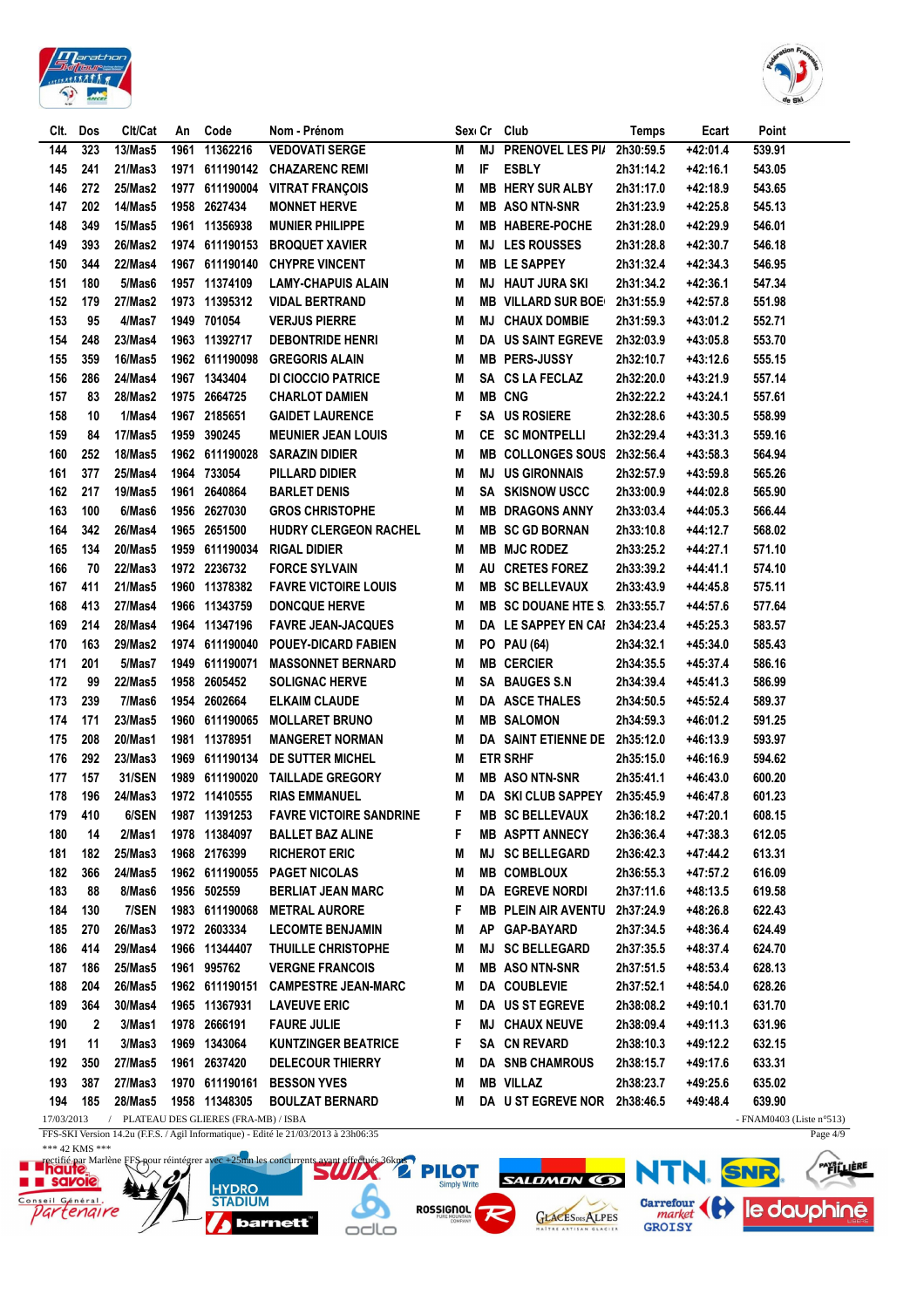| Clt. | Dos | Clt/Cat | An | Code | Nom - Prénom | Sexe | Cr | Club | Temps | Ecart | Point |
|---|---|---|---|---|---|---|---|---|---|---|---|
| 144 | 323 | 13/Mas5 | 1961 | 11362216 | VEDOVATI SERGE | M | MJ | PRENOVEL LES PI/ | 2h30:59.5 | +42:01.4 | 539.91 |
| 145 | 241 | 21/Mas3 | 1971 | 611190142 | CHAZARENC REMI | M | IF | ESBLY | 2h31:14.2 | +42:16.1 | 543.05 |
| 146 | 272 | 25/Mas2 | 1977 | 611190004 | VITRAT FRANÇOIS | M | MB | HERY SUR ALBY | 2h31:17.0 | +42:18.9 | 543.65 |
| 147 | 202 | 14/Mas5 | 1958 | 2627434 | MONNET HERVE | M | MB | ASO NTN-SNR | 2h31:23.9 | +42:25.8 | 545.13 |
| 148 | 349 | 15/Mas5 | 1961 | 11356938 | MUNIER PHILIPPE | M | MB | HABERE-POCHE | 2h31:28.0 | +42:29.9 | 546.01 |
| 149 | 393 | 26/Mas2 | 1974 | 611190153 | BROQUET XAVIER | M | MJ | LES ROUSSES | 2h31:28.8 | +42:30.7 | 546.18 |
| 150 | 344 | 22/Mas4 | 1967 | 611190140 | CHYPRE VINCENT | M | MB | LE SAPPEY | 2h31:32.4 | +42:34.3 | 546.95 |
| 151 | 180 | 5/Mas6 | 1957 | 11374109 | LAMY-CHAPUIS ALAIN | M | MJ | HAUT JURA SKI | 2h31:34.2 | +42:36.1 | 547.34 |
| 152 | 179 | 27/Mas2 | 1973 | 11395312 | VIDAL BERTRAND | M | MB | VILLARD SUR BOE | 2h31:55.9 | +42:57.8 | 551.98 |
| 153 | 95 | 4/Mas7 | 1949 | 701054 | VERJUS PIERRE | M | MJ | CHAUX DOMBIE | 2h31:59.3 | +43:01.2 | 552.71 |
| 154 | 248 | 23/Mas4 | 1963 | 11392717 | DEBONTRIDE HENRI | M | DA | US SAINT EGREVE | 2h32:03.9 | +43:05.8 | 553.70 |
| 155 | 359 | 16/Mas5 | 1962 | 611190098 | GREGORIS ALAIN | M | MB | PERS-JUSSY | 2h32:10.7 | +43:12.6 | 555.15 |
| 156 | 286 | 24/Mas4 | 1967 | 1343404 | DI CIOCCIO PATRICE | M | SA | CS LA FECLAZ | 2h32:20.0 | +43:21.9 | 557.14 |
| 157 | 83 | 28/Mas2 | 1975 | 2664725 | CHARLOT DAMIEN | M | MB | CNG | 2h32:22.2 | +43:24.1 | 557.61 |
| 158 | 10 | 1/Mas4 | 1967 | 2185651 | GAIDET LAURENCE | F | SA | US ROSIERE | 2h32:28.6 | +43:30.5 | 558.99 |
| 159 | 84 | 17/Mas5 | 1959 | 390245 | MEUNIER JEAN LOUIS | M | CE | SC MONTPELLI | 2h32:29.4 | +43:31.3 | 559.16 |
| 160 | 252 | 18/Mas5 | 1962 | 611190028 | SARAZIN DIDIER | M | MB | COLLONGES SOUS | 2h32:56.4 | +43:58.3 | 564.94 |
| 161 | 377 | 25/Mas4 | 1964 | 733054 | PILLARD DIDIER | M | MJ | US GIRONNAIS | 2h32:57.9 | +43:59.8 | 565.26 |
| 162 | 217 | 19/Mas5 | 1961 | 2640864 | BARLET DENIS | M | SA | SKISNOW USCC | 2h33:00.9 | +44:02.8 | 565.90 |
| 163 | 100 | 6/Mas6 | 1956 | 2627030 | GROS CHRISTOPHE | M | MB | DRAGONS ANNY | 2h33:03.4 | +44:05.3 | 566.44 |
| 164 | 342 | 26/Mas4 | 1965 | 2651500 | HUDRY CLERGEON RACHEL | M | MB | SC GD BORNAN | 2h33:10.8 | +44:12.7 | 568.02 |
| 165 | 134 | 20/Mas5 | 1959 | 611190034 | RIGAL DIDIER | M | MB | MJC RODEZ | 2h33:25.2 | +44:27.1 | 571.10 |
| 166 | 70 | 22/Mas3 | 1972 | 2236732 | FORCE SYLVAIN | M | AU | CRETES FOREZ | 2h33:39.2 | +44:41.1 | 574.10 |
| 167 | 411 | 21/Mas5 | 1960 | 11378382 | FAVRE VICTOIRE LOUIS | M | MB | SC BELLEVAUX | 2h33:43.9 | +44:45.8 | 575.11 |
| 168 | 413 | 27/Mas4 | 1966 | 11343759 | DONCQUE HERVE | M | MB | SC DOUANE HTE S. | 2h33:55.7 | +44:57.6 | 577.64 |
| 169 | 214 | 28/Mas4 | 1964 | 11347196 | FAVRE JEAN-JACQUES | M | DA | LE SAPPEY EN CAI | 2h34:23.4 | +45:25.3 | 583.57 |
| 170 | 163 | 29/Mas2 | 1974 | 611190040 | POUEY-DICARD FABIEN | M | PO | PAU (64) | 2h34:32.1 | +45:34.0 | 585.43 |
| 171 | 201 | 5/Mas7 | 1949 | 611190071 | MASSONNET BERNARD | M | MB | CERCIER | 2h34:35.5 | +45:37.4 | 586.16 |
| 172 | 99 | 22/Mas5 | 1958 | 2605452 | SOLIGNAC HERVE | M | SA | BAUGES S.N | 2h34:39.4 | +45:41.3 | 586.99 |
| 173 | 239 | 7/Mas6 | 1954 | 2602664 | ELKAIM CLAUDE | M | DA | ASCE THALES | 2h34:50.5 | +45:52.4 | 589.37 |
| 174 | 171 | 23/Mas5 | 1960 | 611190065 | MOLLARET BRUNO | M | MB | SALOMON | 2h34:59.3 | +46:01.2 | 591.25 |
| 175 | 208 | 20/Mas1 | 1981 | 11378951 | MANGERET NORMAN | M | DA | SAINT ETIENNE DE | 2h35:12.0 | +46:13.9 | 593.97 |
| 176 | 292 | 23/Mas3 | 1969 | 611190134 | DE SUTTER MICHEL | M | ETR | SRHF | 2h35:15.0 | +46:16.9 | 594.62 |
| 177 | 157 | 31/SEN | 1989 | 611190020 | TAILLADE GREGORY | M | MB | ASO NTN-SNR | 2h35:41.1 | +46:43.0 | 600.20 |
| 178 | 196 | 24/Mas3 | 1972 | 11410555 | RIAS EMMANUEL | M | DA | SKI CLUB SAPPEY | 2h35:45.9 | +46:47.8 | 601.23 |
| 179 | 410 | 6/SEN | 1987 | 11391253 | FAVRE VICTOIRE SANDRINE | F | MB | SC BELLEVAUX | 2h36:18.2 | +47:20.1 | 608.15 |
| 180 | 14 | 2/Mas1 | 1978 | 11384097 | BALLET BAZ ALINE | F | MB | ASPTT ANNECY | 2h36:36.4 | +47:38.3 | 612.05 |
| 181 | 182 | 25/Mas3 | 1968 | 2176399 | RICHEROT ERIC | M | MJ | SC BELLEGARD | 2h36:42.3 | +47:44.2 | 613.31 |
| 182 | 366 | 24/Mas5 | 1962 | 611190055 | PAGET NICOLAS | M | MB | COMBLOUX | 2h36:55.3 | +47:57.2 | 616.09 |
| 183 | 88 | 8/Mas6 | 1956 | 502559 | BERLIAT JEAN MARC | M | DA | EGREVE NORDI | 2h37:11.6 | +48:13.5 | 619.58 |
| 184 | 130 | 7/SEN | 1983 | 611190068 | METRAL AURORE | F | MB | PLEIN AIR AVENTU | 2h37:24.9 | +48:26.8 | 622.43 |
| 185 | 270 | 26/Mas3 | 1972 | 2603334 | LECOMTE BENJAMIN | M | AP | GAP-BAYARD | 2h37:34.5 | +48:36.4 | 624.49 |
| 186 | 414 | 29/Mas4 | 1966 | 11344407 | THUILLE CHRISTOPHE | M | MJ | SC BELLEGARD | 2h37:35.5 | +48:37.4 | 624.70 |
| 187 | 186 | 25/Mas5 | 1961 | 995762 | VERGNE FRANCOIS | M | MB | ASO NTN-SNR | 2h37:51.5 | +48:53.4 | 628.13 |
| 188 | 204 | 26/Mas5 | 1962 | 611190151 | CAMPESTRE JEAN-MARC | M | DA | COUBLEVIE | 2h37:52.1 | +48:54.0 | 628.26 |
| 189 | 364 | 30/Mas4 | 1965 | 11367931 | LAVEUVE ERIC | M | DA | US ST EGREVE | 2h38:08.2 | +49:10.1 | 631.70 |
| 190 | 2 | 3/Mas1 | 1978 | 2666191 | FAURE JULIE | F | MJ | CHAUX NEUVE | 2h38:09.4 | +49:11.3 | 631.96 |
| 191 | 11 | 3/Mas3 | 1969 | 1343064 | KUNTZINGER BEATRICE | F | SA | CN REVARD | 2h38:10.3 | +49:12.2 | 632.15 |
| 192 | 350 | 27/Mas5 | 1961 | 2637420 | DELECOUR THIERRY | M | DA | SNB CHAMROUS | 2h38:15.7 | +49:17.6 | 633.31 |
| 193 | 387 | 27/Mas3 | 1970 | 611190161 | BESSON YVES | M | MB | VILLAZ | 2h38:23.7 | +49:25.6 | 635.02 |
| 194 | 185 | 28/Mas5 | 1958 | 11348305 | BOULZAT BERNARD | M | DA | U ST EGREVE NOR | 2h38:46.5 | +49:48.4 | 639.90 |

17/03/2013 / PLATEAU DES GLIERES (FRA-MB) / ISBA - FNAM0403 (Liste n°513)

FFS-SKI Version 14.2u (F.F.S. / Agil Informatique) - Edité le 21/03/2013 à 23h06:35

*** 42 KMS ***

rectifié par Marlène FFS pour réintégrer avec +25mn les concurrents ayant effectués 36kms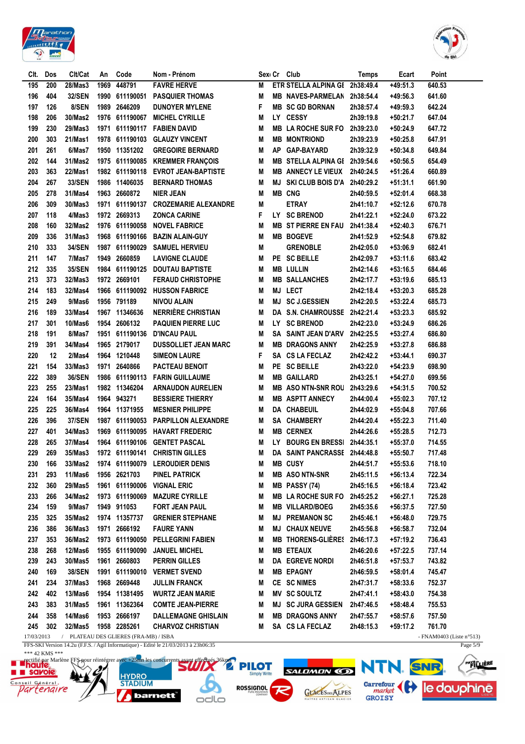| Clt. | Dos | Clt/Cat | An | Code | Nom - Prénom | Sexe | Cr | Club | Temps | Ecart | Point |
|---|---|---|---|---|---|---|---|---|---|---|---|
| 195 | 200 | 28/Mas3 | 1969 | 448791 | FAVRE HERVE | M | ETR | STELLA ALPINA GE | 2h38:49.4 | +49:51.3 | 640.53 |
| 196 | 404 | 32/SEN | 1990 | 611190051 | PASQUIER THOMAS | M | MB | NAVES-PARMELAN | 2h38:54.4 | +49:56.3 | 641.60 |
| 197 | 126 | 8/SEN | 1989 | 2646209 | DUNOYER MYLENE | F | MB | SC GD BORNAN | 2h38:57.4 | +49:59.3 | 642.24 |
| 198 | 206 | 30/Mas2 | 1976 | 611190067 | MICHEL CYRILLE | M | LY | CESSY | 2h39:19.8 | +50:21.7 | 647.04 |
| 199 | 230 | 29/Mas3 | 1971 | 611190117 | FABIEN DAVID | M | MB | LA ROCHE SUR FO | 2h39:23.0 | +50:24.9 | 647.72 |
| 200 | 303 | 21/Mas1 | 1978 | 611190103 | GLAUZY VINCENT | M | MB | MONTRIOND | 2h39:23.9 | +50:25.8 | 647.91 |
| 201 | 261 | 6/Mas7 | 1950 | 11351202 | GREGOIRE BERNARD | M | AP | GAP-BAYARD | 2h39:32.9 | +50:34.8 | 649.84 |
| 202 | 144 | 31/Mas2 | 1975 | 611190085 | KREMMER FRANÇOIS | M | MB | STELLA ALPINA GE | 2h39:54.6 | +50:56.5 | 654.49 |
| 203 | 363 | 22/Mas1 | 1982 | 611190118 | EVROT JEAN-BAPTISTE | M | MB | ANNECY LE VIEUX | 2h40:24.5 | +51:26.4 | 660.89 |
| 204 | 267 | 33/SEN | 1986 | 11406035 | BERNARD THOMAS | M | MJ | SKI CLUB BOIS D'A | 2h40:29.2 | +51:31.1 | 661.90 |
| 205 | 278 | 31/Mas4 | 1963 | 2660872 | NIER JEAN | M | MB | CNG | 2h40:59.5 | +52:01.4 | 668.38 |
| 206 | 309 | 30/Mas3 | 1971 | 611190137 | CROZEMARIE ALEXANDRE | M | | ETRAY | 2h41:10.7 | +52:12.6 | 670.78 |
| 207 | 118 | 4/Mas3 | 1972 | 2669313 | ZONCA CARINE | F | LY | SC BRENOD | 2h41:22.1 | +52:24.0 | 673.22 |
| 208 | 160 | 32/Mas2 | 1976 | 611190058 | NOVEL FABRICE | M | MB | ST PIERRE EN FAU | 2h41:38.4 | +52:40.3 | 676.71 |
| 209 | 336 | 31/Mas3 | 1968 | 611190166 | BAZIN ALAIN-GUY | M | MB | BOGEVE | 2h41:52.9 | +52:54.8 | 679.82 |
| 210 | 333 | 34/SEN | 1987 | 611190029 | SAMUEL HERVIEU | M | | GRENOBLE | 2h42:05.0 | +53:06.9 | 682.41 |
| 211 | 147 | 7/Mas7 | 1949 | 2660859 | LAVIGNE CLAUDE | M | PE | SC BEILLE | 2h42:09.7 | +53:11.6 | 683.42 |
| 212 | 335 | 35/SEN | 1984 | 611190125 | DOUTAU BAPTISTE | M | MB | LULLIN | 2h42:14.6 | +53:16.5 | 684.46 |
| 213 | 373 | 32/Mas3 | 1972 | 2669101 | FERAUD CHRISTOPHE | M | MB | SALLANCHES | 2h42:17.7 | +53:19.6 | 685.13 |
| 214 | 183 | 32/Mas4 | 1966 | 611190092 | HUSSON FABRICE | M | MJ | LECT | 2h42:18.4 | +53:20.3 | 685.28 |
| 215 | 249 | 9/Mas6 | 1956 | 791189 | NIVOU ALAIN | M | MJ | SC J.GESSIEN | 2h42:20.5 | +53:22.4 | 685.73 |
| 216 | 189 | 33/Mas4 | 1967 | 11346636 | NERRIÈRE CHRISTIAN | M | DA | S.N. CHAMROUSSE | 2h42:21.4 | +53:23.3 | 685.92 |
| 217 | 301 | 10/Mas6 | 1954 | 2606132 | PAQUIEN PIERRE LUC | M | LY | SC BRENOD | 2h42:23.0 | +53:24.9 | 686.26 |
| 218 | 191 | 8/Mas7 | 1951 | 611190136 | D'INCAU PAUL | M | SA | SAINT JEAN D'ARV | 2h42:25.5 | +53:27.4 | 686.80 |
| 219 | 391 | 34/Mas4 | 1965 | 2179017 | DUSSOLLIET JEAN MARC | M | MB | DRAGONS ANNY | 2h42:25.9 | +53:27.8 | 686.88 |
| 220 | 12 | 2/Mas4 | 1964 | 1210448 | SIMEON LAURE | F | SA | CS LA FECLAZ | 2h42:42.2 | +53:44.1 | 690.37 |
| 221 | 154 | 33/Mas3 | 1971 | 2640866 | PACTEAU BENOIT | M | PE | SC BEILLE | 2h43:22.0 | +54:23.9 | 698.90 |
| 222 | 389 | 36/SEN | 1986 | 611190113 | FARIN GUILLAUME | M | MB | GAILLARD | 2h43:25.1 | +54:27.0 | 699.56 |
| 223 | 255 | 23/Mas1 | 1982 | 11346204 | ARNAUDON AURELIEN | M | MB | ASO NTN-SNR ROU | 2h43:29.6 | +54:31.5 | 700.52 |
| 224 | 164 | 35/Mas4 | 1964 | 943271 | BESSIERE THIERRY | M | MB | ASPTT ANNECY | 2h44:00.4 | +55:02.3 | 707.12 |
| 225 | 225 | 36/Mas4 | 1964 | 11371955 | MESNIER PHILIPPE | M | DA | CHABEUIL | 2h44:02.9 | +55:04.8 | 707.66 |
| 226 | 396 | 37/SEN | 1987 | 611190053 | PARPILLON ALEXANDRE | M | SA | CHAMBERY | 2h44:20.4 | +55:22.3 | 711.40 |
| 227 | 401 | 34/Mas3 | 1969 | 611190095 | HAVART FREDERIC | M | MB | CERNEX | 2h44:26.6 | +55:28.5 | 712.73 |
| 228 | 265 | 37/Mas4 | 1964 | 611190106 | GENTET PASCAL | M | LY | BOURG EN BRESSE | 2h44:35.1 | +55:37.0 | 714.55 |
| 229 | 269 | 35/Mas3 | 1972 | 611190141 | CHRISTIN GILLES | M | DA | SAINT PANCRASSE | 2h44:48.8 | +55:50.7 | 717.48 |
| 230 | 166 | 33/Mas2 | 1974 | 611190079 | LEROUDIER DENIS | M | MB | CUSY | 2h44:51.7 | +55:53.6 | 718.10 |
| 231 | 293 | 11/Mas6 | 1956 | 2621703 | PINEL PATRICK | M | MB | ASO NTN-SNR | 2h45:11.5 | +56:13.4 | 722.34 |
| 232 | 360 | 29/Mas5 | 1961 | 611190006 | VIGNAL ERIC | M | MB | PASSY (74) | 2h45:16.5 | +56:18.4 | 723.42 |
| 233 | 266 | 34/Mas2 | 1973 | 611190069 | MAZURE CYRILLE | M | MB | LA ROCHE SUR FO | 2h45:25.2 | +56:27.1 | 725.28 |
| 234 | 159 | 9/Mas7 | 1949 | 911053 | FORT JEAN PAUL | M | MB | VILLARD/BOEG | 2h45:35.6 | +56:37.5 | 727.50 |
| 235 | 325 | 35/Mas2 | 1974 | 11357737 | GRENIER STEPHANE | M | MJ | PREMANON SC | 2h45:46.1 | +56:48.0 | 729.75 |
| 236 | 386 | 36/Mas3 | 1971 | 2666192 | FAURE YANN | M | MJ | CHAUX NEUVE | 2h45:56.8 | +56:58.7 | 732.04 |
| 237 | 353 | 36/Mas2 | 1973 | 611190050 | PELLEGRINI FABIEN | M | MB | THORENS-GLIÈRES | 2h46:17.3 | +57:19.2 | 736.43 |
| 238 | 268 | 12/Mas6 | 1955 | 611190090 | JANUEL MICHEL | M | MB | ETEAUX | 2h46:20.6 | +57:22.5 | 737.14 |
| 239 | 243 | 30/Mas5 | 1961 | 2660803 | PERRIN GILLES | M | DA | EGREVE NORDI | 2h46:51.8 | +57:53.7 | 743.82 |
| 240 | 169 | 38/SEN | 1991 | 611190010 | VERMET SVEND | M | MB | EPAGNY | 2h46:59.5 | +58:01.4 | 745.47 |
| 241 | 234 | 37/Mas3 | 1968 | 2669448 | JULLIN FRANCK | M | CE | SC NIMES | 2h47:31.7 | +58:33.6 | 752.37 |
| 242 | 402 | 13/Mas6 | 1954 | 11381495 | WURTZ JEAN MARIE | M | MV | SC SOULTZ | 2h47:41.1 | +58:43.0 | 754.38 |
| 243 | 383 | 31/Mas5 | 1961 | 11362364 | COMTE JEAN-PIERRE | M | MJ | SC JURA GESSIEN | 2h47:46.5 | +58:48.4 | 755.53 |
| 244 | 358 | 14/Mas6 | 1953 | 2666197 | DALLEMAGNE GHISLAIN | M | MB | DRAGONS ANNY | 2h47:55.7 | +58:57.6 | 757.50 |
| 245 | 302 | 32/Mas5 | 1958 | 2285261 | CHARVOZ CHRISTIAN | M | SA | CS LA FECLAZ | 2h48:15.3 | +59:17.2 | 761.70 |

17/03/2013 / PLATEAU DES GLIERES (FRA-MB) / ISBA - FNAM0403 (Liste n°513)

FFS-SKI Version 14.2u (F.F.S. / Agil Informatique) - Edité le 21/03/2013 à 23h06:35

*** 42 KMS ***

rectifié par Marlène FFS pour réintégrer avec +25mn les concurrents avant effectués 36kms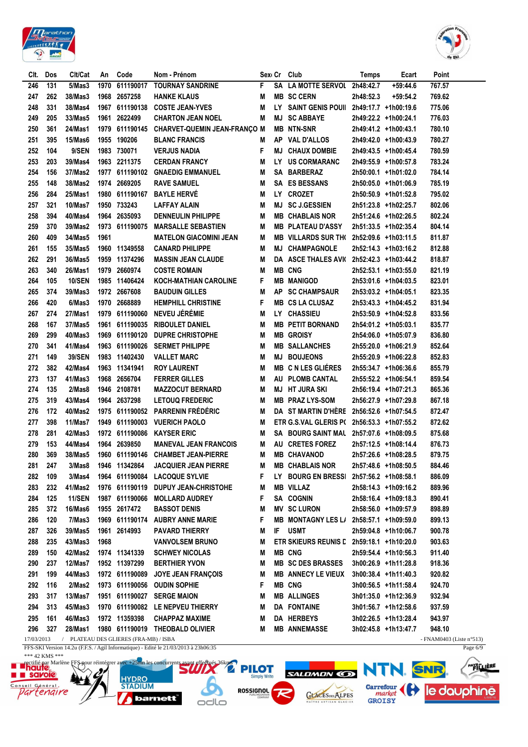| Clt. | Dos | Clt/Cat | An | Code | Nom - Prénom | Sexe | Cr | Club | Temps | Ecart | Point |
|---|---|---|---|---|---|---|---|---|---|---|---|
| 246 | 131 | 5/Mas3 | 1970 | 611190017 | TOURNAY SANDRINE | F | SA | LA MOTTE SERVOL | 2h48:42.7 | +59:44.6 | 767.57 |
| 247 | 262 | 38/Mas3 | 1968 | 2657258 | HANKE KLAUS | M | MB | SC CERN | 2h48:52.3 | +59:54.2 | 769.62 |
| 248 | 331 | 38/Mas4 | 1967 | 611190138 | COSTE JEAN-YVES | M | LY | SAINT GENIS POUI | 2h49:17.7 | +1h00:19.6 | 775.06 |
| 249 | 205 | 33/Mas5 | 1961 | 2622499 | CHARTON JEAN NOEL | M | MJ | SC ABBAYE | 2h49:22.2 | +1h00:24.1 | 776.03 |
| 250 | 361 | 24/Mas1 | 1979 | 611190145 | CHARVET-QUEMIN JEAN-FRANÇO | M | MB | NTN-SNR | 2h49:41.2 | +1h00:43.1 | 780.10 |
| 251 | 395 | 15/Mas6 | 1955 | 190206 | BLANC FRANCIS | M | AP | VAL D'ALLOS | 2h49:42.0 | +1h00:43.9 | 780.27 |
| 252 | 104 | 9/SEN | 1983 | 730071 | VERJUS NADIA | F | MJ | CHAUX DOMBIE | 2h49:43.5 | +1h00:45.4 | 780.59 |
| 253 | 203 | 39/Mas4 | 1963 | 2211375 | CERDAN FRANCY | M | LY | US CORMARANC | 2h49:55.9 | +1h00:57.8 | 783.24 |
| 254 | 156 | 37/Mas2 | 1977 | 611190102 | GNAEDIG EMMANUEL | M | SA | BARBERAZ | 2h50:00.1 | +1h01:02.0 | 784.14 |
| 255 | 148 | 38/Mas2 | 1974 | 2669205 | RAVE SAMUEL | M | SA | ES BESSANS | 2h50:05.0 | +1h01:06.9 | 785.19 |
| 256 | 284 | 25/Mas1 | 1980 | 611190167 | BAYLE HERVÉ | M | LY | CROZET | 2h50:50.9 | +1h01:52.8 | 795.02 |
| 257 | 321 | 10/Mas7 | 1950 | 733243 | LAFFAY ALAIN | M | MJ | SC J.GESSIEN | 2h51:23.8 | +1h02:25.7 | 802.06 |
| 258 | 394 | 40/Mas4 | 1964 | 2635093 | DENNEULIN PHILIPPE | M | MB | CHABLAIS NOR | 2h51:24.6 | +1h02:26.5 | 802.24 |
| 259 | 370 | 39/Mas2 | 1973 | 611190075 | MARSALLE SEBASTIEN | M | MB | PLATEAU D'ASSY | 2h51:33.5 | +1h02:35.4 | 804.14 |
| 260 | 409 | 34/Mas5 | 1961 | | MATELON GIACOMINI JEAN | M | MB | VILLARDS SUR TH | 2h52:09.6 | +1h03:11.5 | 811.87 |
| 261 | 155 | 35/Mas5 | 1960 | 11349558 | CANARD PHILIPPE | M | MJ | CHAMPAGNOLE | 2h52:14.3 | +1h03:16.2 | 812.88 |
| 262 | 291 | 36/Mas5 | 1959 | 11374296 | MASSIN JEAN CLAUDE | M | DA | ASCE THALES AVI | 2h52:42.3 | +1h03:44.2 | 818.87 |
| 263 | 340 | 26/Mas1 | 1979 | 2660974 | COSTE ROMAIN | M | MB | CNG | 2h52:53.1 | +1h03:55.0 | 821.19 |
| 264 | 105 | 10/SEN | 1985 | 11406424 | KOCH-MATHIAN CAROLINE | F | MB | MANIGOD | 2h53:01.6 | +1h04:03.5 | 823.01 |
| 265 | 374 | 39/Mas3 | 1972 | 2667608 | BAUDUIN GILLES | M | AP | SC CHAMPSAUR | 2h53:03.2 | +1h04:05.1 | 823.35 |
| 266 | 420 | 6/Mas3 | 1970 | 2668889 | HEMPHILL CHRISTINE | F | MB | CS LA CLUSAZ | 2h53:43.3 | +1h04:45.2 | 831.94 |
| 267 | 274 | 27/Mas1 | 1979 | 611190060 | NEVEU JÉRÉMIE | M | LY | CHASSIEU | 2h53:50.9 | +1h04:52.8 | 833.56 |
| 268 | 167 | 37/Mas5 | 1961 | 611190035 | RIBOULET DANIEL | M | MB | PETIT BORNAND | 2h54:01.2 | +1h05:03.1 | 835.77 |
| 269 | 299 | 40/Mas3 | 1969 | 611190120 | DUPRE CHRISTOPHE | M | MB | GROISY | 2h54:06.0 | +1h05:07.9 | 836.80 |
| 270 | 341 | 41/Mas4 | 1963 | 611190026 | SERMET PHILIPPE | M | MB | SALLANCHES | 2h55:20.0 | +1h06:21.9 | 852.64 |
| 271 | 149 | 39/SEN | 1983 | 11402430 | VALLET MARC | M | MJ | BOUJEONS | 2h55:20.9 | +1h06:22.8 | 852.83 |
| 272 | 382 | 42/Mas4 | 1963 | 11341941 | ROY LAURENT | M | MB | C N LES GLIÈRES | 2h55:34.7 | +1h06:36.6 | 855.79 |
| 273 | 137 | 41/Mas3 | 1968 | 2656704 | FERRER GILLES | M | AU | PLOMB CANTAL | 2h55:52.2 | +1h06:54.1 | 859.54 |
| 274 | 135 | 2/Mas8 | 1946 | 2108781 | MAZZOCUT BERNARD | M | MJ | HT JURA SKI | 2h56:19.4 | +1h07:21.3 | 865.36 |
| 275 | 319 | 43/Mas4 | 1964 | 2637298 | LETOUQ FREDERIC | M | MB | PRAZ LYS-SOM | 2h56:27.9 | +1h07:29.8 | 867.18 |
| 276 | 172 | 40/Mas2 | 1975 | 611190052 | PARRENIN FRÉDÉRIC | M | DA | ST MARTIN D'HÈRE | 2h56:52.6 | +1h07:54.5 | 872.47 |
| 277 | 398 | 11/Mas7 | 1949 | 611190003 | VUERICH PAOLO | M | ETR | G.S.VAL GLERIS P( | 2h56:53.3 | +1h07:55.2 | 872.62 |
| 278 | 281 | 42/Mas3 | 1972 | 611190086 | KAYSER ERIC | M | SA | BOURG SAINT MAU | 2h57:07.6 | +1h08:09.5 | 875.68 |
| 279 | 153 | 44/Mas4 | 1964 | 2639850 | MANEVAL JEAN FRANCOIS | M | AU | CRETES FOREZ | 2h57:12.5 | +1h08:14.4 | 876.73 |
| 280 | 369 | 38/Mas5 | 1960 | 611190146 | CHAMBET JEAN-PIERRE | M | MB | CHAVANOD | 2h57:26.6 | +1h08:28.5 | 879.75 |
| 281 | 247 | 3/Mas8 | 1946 | 11342864 | JACQUIER JEAN PIERRE | M | MB | CHABLAIS NOR | 2h57:48.6 | +1h08:50.5 | 884.46 |
| 282 | 109 | 3/Mas4 | 1964 | 611190084 | LACOQUE SYLVIE | F | LY | BOURG EN BRESSI | 2h57:56.2 | +1h08:58.1 | 886.09 |
| 283 | 232 | 41/Mas2 | 1976 | 611190119 | DUPUY JEAN-CHRISTOHE | M | MB | VILLAZ | 2h58:14.3 | +1h09:16.2 | 889.96 |
| 284 | 125 | 11/SEN | 1987 | 611190066 | MOLLARD AUDREY | F | SA | COGNIN | 2h58:16.4 | +1h09:18.3 | 890.41 |
| 285 | 372 | 16/Mas6 | 1955 | 2617472 | BASSOT DENIS | M | MV | SC LURON | 2h58:56.0 | +1h09:57.9 | 898.89 |
| 286 | 120 | 7/Mas3 | 1969 | 611190174 | AUBRY ANNE MARIE | F | MB | MONTAGNY LES L/ | 2h58:57.1 | +1h09:59.0 | 899.13 |
| 287 | 326 | 39/Mas5 | 1961 | 2614993 | PAVARD THIERRY | M | IF | USMT | 2h59:04.8 | +1h10:06.7 | 900.78 |
| 288 | 235 | 43/Mas3 | 1968 | | VANVOLSEM BRUNO | M | ETR | SKIEURS REUNIS E | 2h59:18.1 | +1h10:20.0 | 903.63 |
| 289 | 150 | 42/Mas2 | 1974 | 11341339 | SCHWEY NICOLAS | M | MB | CNG | 2h59:54.4 | +1h10:56.3 | 911.40 |
| 290 | 237 | 12/Mas7 | 1952 | 11397299 | BERTHIER YVON | M | MB | SC DES BRASSES | 3h00:26.9 | +1h11:28.8 | 918.36 |
| 291 | 199 | 44/Mas3 | 1972 | 611190089 | JOYE JEAN FRANÇOIS | M | MB | ANNECY LE VIEUX | 3h00:38.4 | +1h11:40.3 | 920.82 |
| 292 | 116 | 2/Mas2 | 1973 | 611190056 | OUDIN SOPHIE | F | MB | CNG | 3h00:56.5 | +1h11:58.4 | 924.70 |
| 293 | 317 | 13/Mas7 | 1951 | 611190027 | SERGE MAION | M | MB | ALLINGES | 3h01:35.0 | +1h12:36.9 | 932.94 |
| 294 | 313 | 45/Mas3 | 1970 | 611190082 | LE NEPVEU THIERRY | M | DA | FONTAINE | 3h01:56.7 | +1h12:58.6 | 937.59 |
| 295 | 161 | 46/Mas3 | 1972 | 11359398 | CHAPPAZ MAXIME | M | DA | HERBEYS | 3h02:26.5 | +1h13:28.4 | 943.97 |
| 296 | 327 | 28/Mas1 | 1980 | 611190019 | THEOBALD OLIVIER | M | MB | ANNEMASSE | 3h02:45.8 | +1h13:47.7 | 948.10 |

17/03/2013 / PLATEAU DES GLIERES (FRA-MB) / ISBA - FNAM0403 (Liste n°513)

FFS-SKI Version 14.2u (F.F.S. / Agil Informatique) - Edité le 21/03/2013 à 23h06:35

*** 42 KMS ***

rectifié par Marlène FFS pour réintégrer avec +25mn les concurrents ayant effectués 36kms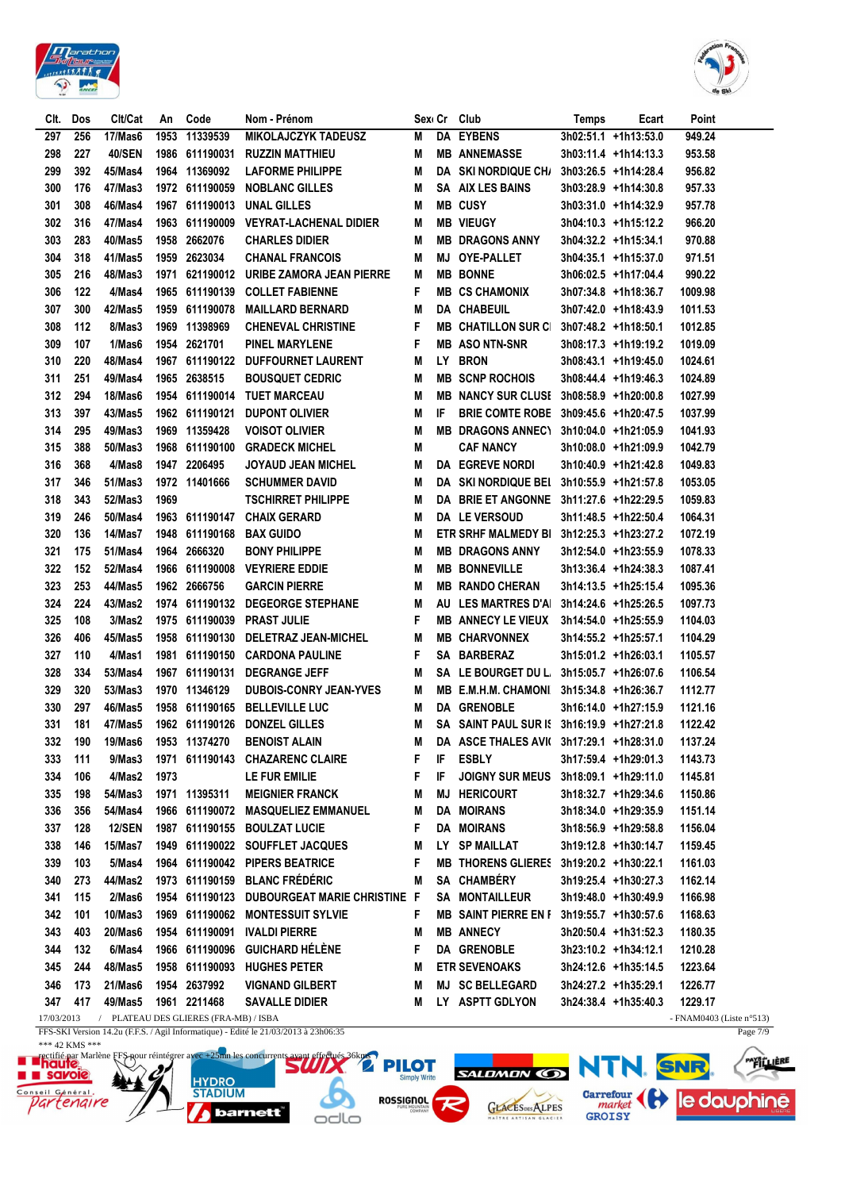| Clt. | Dos | Clt/Cat | An | Code | Nom - Prénom | Sexe | Cr | Club | Temps | Ecart | Point |
|---|---|---|---|---|---|---|---|---|---|---|---|
| 297 | 256 | 17/Mas6 | 1953 | 11339539 | MIKOLAJCZYK TADEUSZ | M | DA | EYBENS | 3h02:51.1 | +1h13:53.0 | 949.24 |
| 298 | 227 | 40/SEN | 1986 | 611190031 | RUZZIN MATTHIEU | M | MB | ANNEMASSE | 3h03:11.4 | +1h14:13.3 | 953.58 |
| 299 | 392 | 45/Mas4 | 1964 | 11369092 | LAFORME PHILIPPE | M | DA | SKI NORDIQUE CH/ | 3h03:26.5 | +1h14:28.4 | 956.82 |
| 300 | 176 | 47/Mas3 | 1972 | 611190059 | NOBLANC GILLES | M | SA | AIX LES BAINS | 3h03:28.9 | +1h14:30.8 | 957.33 |
| 301 | 308 | 46/Mas4 | 1967 | 611190013 | UNAL GILLES | M | MB | CUSY | 3h03:31.0 | +1h14:32.9 | 957.78 |
| 302 | 316 | 47/Mas4 | 1963 | 611190009 | VEYRAT-LACHENAL DIDIER | M | MB | VIEUGY | 3h04:10.3 | +1h15:12.2 | 966.20 |
| 303 | 283 | 40/Mas5 | 1958 | 2662076 | CHARLES DIDIER | M | MB | DRAGONS ANNY | 3h04:32.2 | +1h15:34.1 | 970.88 |
| 304 | 318 | 41/Mas5 | 1959 | 2623034 | CHANAL FRANCOIS | M | MJ | OYE-PALLET | 3h04:35.1 | +1h15:37.0 | 971.51 |
| 305 | 216 | 48/Mas3 | 1971 | 621190012 | URIBE ZAMORA JEAN PIERRE | M | MB | BONNE | 3h06:02.5 | +1h17:04.4 | 990.22 |
| 306 | 122 | 4/Mas4 | 1965 | 611190139 | COLLET FABIENNE | F | MB | CS CHAMONIX | 3h07:34.8 | +1h18:36.7 | 1009.98 |
| 307 | 300 | 42/Mas5 | 1959 | 611190078 | MAILLARD BERNARD | M | DA | CHABEUIL | 3h07:42.0 | +1h18:43.9 | 1011.53 |
| 308 | 112 | 8/Mas3 | 1969 | 11398969 | CHENEVAL CHRISTINE | F | MB | CHATILLON SUR CI | 3h07:48.2 | +1h18:50.1 | 1012.85 |
| 309 | 107 | 1/Mas6 | 1954 | 2621701 | PINEL MARYLENE | F | MB | ASO NTN-SNR | 3h08:17.3 | +1h19:19.2 | 1019.09 |
| 310 | 220 | 48/Mas4 | 1967 | 611190122 | DUFFOURNET LAURENT | M | LY | BRON | 3h08:43.1 | +1h19:45.0 | 1024.61 |
| 311 | 251 | 49/Mas4 | 1965 | 2638515 | BOUSQUET CEDRIC | M | MB | SCNP ROCHOIS | 3h08:44.4 | +1h19:46.3 | 1024.89 |
| 312 | 294 | 18/Mas6 | 1954 | 611190014 | TUET MARCEAU | M | MB | NANCY SUR CLUSI | 3h08:58.9 | +1h20:00.8 | 1027.99 |
| 313 | 397 | 43/Mas5 | 1962 | 611190121 | DUPONT OLIVIER | M | IF | BRIE COMTE ROBE | 3h09:45.6 | +1h20:47.5 | 1037.99 |
| 314 | 295 | 49/Mas3 | 1969 | 11359428 | VOISOT OLIVIER | M | MB | DRAGONS ANNECY | 3h10:04.0 | +1h21:05.9 | 1041.93 |
| 315 | 388 | 50/Mas3 | 1968 | 611190100 | GRADECK MICHEL | M | | CAF NANCY | 3h10:08.0 | +1h21:09.9 | 1042.79 |
| 316 | 368 | 4/Mas8 | 1947 | 2206495 | JOYAUD JEAN MICHEL | M | DA | EGREVE NORDI | 3h10:40.9 | +1h21:42.8 | 1049.83 |
| 317 | 346 | 51/Mas3 | 1972 | 11401666 | SCHUMMER DAVID | M | DA | SKI NORDIQUE BEI | 3h10:55.9 | +1h21:57.8 | 1053.05 |
| 318 | 343 | 52/Mas3 | 1969 | | TSCHIRRET PHILIPPE | M | DA | BRIE ET ANGONNE | 3h11:27.6 | +1h22:29.5 | 1059.83 |
| 319 | 246 | 50/Mas4 | 1963 | 611190147 | CHAIX GERARD | M | DA | LE VERSOUD | 3h11:48.5 | +1h22:50.4 | 1064.31 |
| 320 | 136 | 14/Mas7 | 1948 | 611190168 | BAX GUIDO | M | ETR | SRHF MALMEDY BI | 3h12:25.3 | +1h23:27.2 | 1072.19 |
| 321 | 175 | 51/Mas4 | 1964 | 2666320 | BONY PHILIPPE | M | MB | DRAGONS ANNY | 3h12:54.0 | +1h23:55.9 | 1078.33 |
| 322 | 152 | 52/Mas4 | 1966 | 611190008 | VEYRIERE EDDIE | M | MB | BONNEVILLE | 3h13:36.4 | +1h24:38.3 | 1087.41 |
| 323 | 253 | 44/Mas5 | 1962 | 2666756 | GARCIN PIERRE | M | MB | RANDO CHERAN | 3h14:13.5 | +1h25:15.4 | 1095.36 |
| 324 | 224 | 43/Mas2 | 1974 | 611190132 | DEGEORGE STEPHANE | M | AU | LES MARTRES D'AI | 3h14:24.6 | +1h25:26.5 | 1097.73 |
| 325 | 108 | 3/Mas2 | 1975 | 611190039 | PRAST JULIE | F | MB | ANNECY LE VIEUX | 3h14:54.0 | +1h25:55.9 | 1104.03 |
| 326 | 406 | 45/Mas5 | 1958 | 611190130 | DELETRAZ JEAN-MICHEL | M | MB | CHARVONNEX | 3h14:55.2 | +1h25:57.1 | 1104.29 |
| 327 | 110 | 4/Mas1 | 1981 | 611190150 | CARDONA PAULINE | F | SA | BARBERAZ | 3h15:01.2 | +1h26:03.1 | 1105.57 |
| 328 | 334 | 53/Mas4 | 1967 | 611190131 | DEGRANGE JEFF | M | SA | LE BOURGET DU L | 3h15:05.7 | +1h26:07.6 | 1106.54 |
| 329 | 320 | 53/Mas3 | 1970 | 11346129 | DUBOIS-CONRY JEAN-YVES | M | MB | E.M.H.M. CHAMONI | 3h15:34.8 | +1h26:36.7 | 1112.77 |
| 330 | 297 | 46/Mas5 | 1958 | 611190165 | BELLEVILLE LUC | M | DA | GRENOBLE | 3h16:14.0 | +1h27:15.9 | 1121.16 |
| 331 | 181 | 47/Mas5 | 1962 | 611190126 | DONZEL GILLES | M | SA | SAINT PAUL SUR IS | 3h16:19.9 | +1h27:21.8 | 1122.42 |
| 332 | 190 | 19/Mas6 | 1953 | 11374270 | BENOIST ALAIN | M | DA | ASCE THALES AVI( | 3h17:29.1 | +1h28:31.0 | 1137.24 |
| 333 | 111 | 9/Mas3 | 1971 | 611190143 | CHAZARENC CLAIRE | F | IF | ESBLY | 3h17:59.4 | +1h29:01.3 | 1143.73 |
| 334 | 106 | 4/Mas2 | 1973 | | LE FUR EMILIE | F | IF | JOIGNY SUR MEUS | 3h18:09.1 | +1h29:11.0 | 1145.81 |
| 335 | 198 | 54/Mas3 | 1971 | 11395311 | MEIGNIER FRANCK | M | MJ | HERICOURT | 3h18:32.7 | +1h29:34.6 | 1150.86 |
| 336 | 356 | 54/Mas4 | 1966 | 611190072 | MASQUELIEZ EMMANUEL | M | DA | MOIRANS | 3h18:34.0 | +1h29:35.9 | 1151.14 |
| 337 | 128 | 12/SEN | 1987 | 611190155 | BOULZAT LUCIE | F | DA | MOIRANS | 3h18:56.9 | +1h29:58.8 | 1156.04 |
| 338 | 146 | 15/Mas7 | 1949 | 611190022 | SOUFFLET JACQUES | M | LY | SP MAILLAT | 3h19:12.8 | +1h30:14.7 | 1159.45 |
| 339 | 103 | 5/Mas4 | 1964 | 611190042 | PIPERS BEATRICE | F | MB | THORENS GLIERES | 3h19:20.2 | +1h30:22.1 | 1161.03 |
| 340 | 273 | 44/Mas2 | 1973 | 611190159 | BLANC FRÉDÉRIC | M | SA | CHAMBÉRY | 3h19:25.4 | +1h30:27.3 | 1162.14 |
| 341 | 115 | 2/Mas6 | 1954 | 611190123 | DUBOURGEAT MARIE CHRISTINE | F | SA | MONTAILLEUR | 3h19:48.0 | +1h30:49.9 | 1166.98 |
| 342 | 101 | 10/Mas3 | 1969 | 611190062 | MONTESSUIT SYLVIE | F | MB | SAINT PIERRE EN F | 3h19:55.7 | +1h30:57.6 | 1168.63 |
| 343 | 403 | 20/Mas6 | 1954 | 611190091 | IVALDI PIERRE | M | MB | ANNECY | 3h20:50.4 | +1h31:52.3 | 1180.35 |
| 344 | 132 | 6/Mas4 | 1966 | 611190096 | GUICHARD HÉLÈNE | F | DA | GRENOBLE | 3h23:10.2 | +1h34:12.1 | 1210.28 |
| 345 | 244 | 48/Mas5 | 1958 | 611190093 | HUGHES PETER | M | ETR | SEVENOAKS | 3h24:12.6 | +1h35:14.5 | 1223.64 |
| 346 | 173 | 21/Mas6 | 1954 | 2637992 | VIGNAND GILBERT | M | MJ | SC BELLEGARD | 3h24:27.2 | +1h35:29.1 | 1226.77 |
| 347 | 417 | 49/Mas5 | 1961 | 2211468 | SAVALLE DIDIER | M | LY | ASPTT GDLYON | 3h24:38.4 | +1h35:40.3 | 1229.17 |

17/03/2013 / PLATEAU DES GLIERES (FRA-MB) / ISBA - FNAM0403 (Liste n°513)

FFS-SKI Version 14.2u (F.F.S. / Agil Informatique) - Edité le 21/03/2013 à 23h06:35

\*\*\* 42 KMS \*\*\*

rectifié par Marlène FFS pour réintégrer avec +25mn les concurrents avant effectués 36kms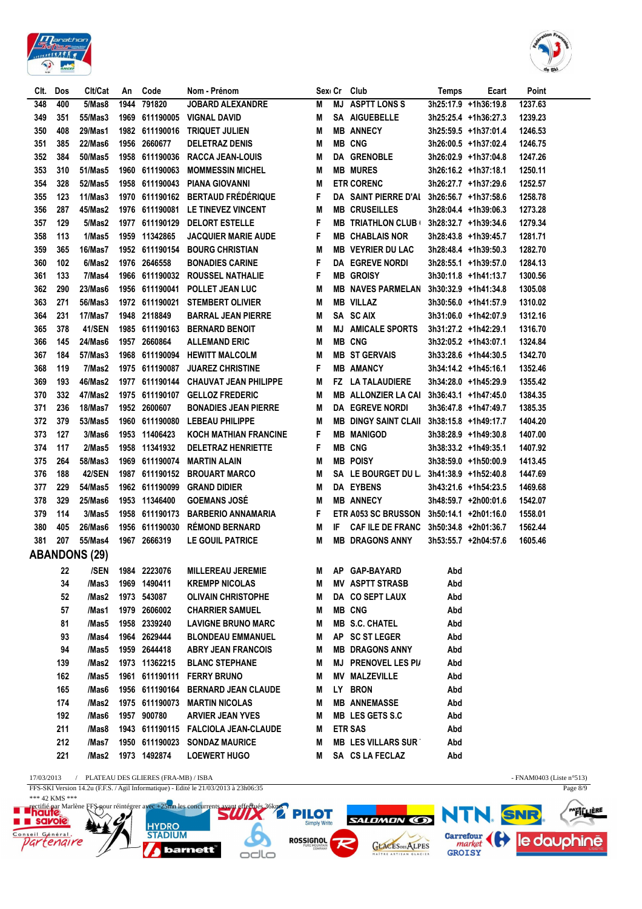| Clt. | Dos | Clt/Cat | An | Code | Nom - Prénom | Sexe | Cr | Club | Temps | Ecart | Point |
|---|---|---|---|---|---|---|---|---|---|---|---|
| 348 | 400 | 5/Mas8 | 1944 | 791820 | JOBARD ALEXANDRE | M | MJ | ASPTT LONS S | 3h25:17.9 | +1h36:19.8 | 1237.63 |
| 349 | 351 | 55/Mas3 | 1969 | 611190005 | VIGNAL DAVID | M | SA | AIGUEBELLE | 3h25:25.4 | +1h36:27.3 | 1239.23 |
| 350 | 408 | 29/Mas1 | 1982 | 611190016 | TRIQUET JULIEN | M | MB | ANNECY | 3h25:59.5 | +1h37:01.4 | 1246.53 |
| 351 | 385 | 22/Mas6 | 1956 | 2660677 | DELETRAZ DENIS | M | MB | CNG | 3h26:00.5 | +1h37:02.4 | 1246.75 |
| 352 | 384 | 50/Mas5 | 1958 | 611190036 | RACCA JEAN-LOUIS | M | DA | GRENOBLE | 3h26:02.9 | +1h37:04.8 | 1247.26 |
| 353 | 310 | 51/Mas5 | 1960 | 611190063 | MOMMESSIN MICHEL | M | MB | MURES | 3h26:16.2 | +1h37:18.1 | 1250.11 |
| 354 | 328 | 52/Mas5 | 1958 | 611190043 | PIANA GIOVANNI | M | ETR | CORENC | 3h26:27.7 | +1h37:29.6 | 1252.57 |
| 355 | 123 | 11/Mas3 | 1970 | 611190162 | BERTAUD FRÉDÉRIQUE | F | DA | SAINT PIERRE D'AL | 3h26:56.7 | +1h37:58.6 | 1258.78 |
| 356 | 287 | 45/Mas2 | 1976 | 611190081 | LE TINEVEZ VINCENT | M | MB | CRUSEILLES | 3h28:04.4 | +1h39:06.3 | 1273.28 |
| 357 | 129 | 5/Mas2 | 1977 | 611190129 | DELORT ESTELLE | F | MB | TRIATHLON CLUB | 3h28:32.7 | +1h39:34.6 | 1279.34 |
| 358 | 113 | 1/Mas5 | 1959 | 11342865 | JACQUIER MARIE AUDE | F | MB | CHABLAIS NOR | 3h28:43.8 | +1h39:45.7 | 1281.71 |
| 359 | 365 | 16/Mas7 | 1952 | 611190154 | BOURG CHRISTIAN | M | MB | VEYRIER DU LAC | 3h28:48.4 | +1h39:50.3 | 1282.70 |
| 360 | 102 | 6/Mas2 | 1976 | 2646558 | BONADIES CARINE | F | DA | EGREVE NORDI | 3h28:55.1 | +1h39:57.0 | 1284.13 |
| 361 | 133 | 7/Mas4 | 1966 | 611190032 | ROUSSEL NATHALIE | F | MB | GROISY | 3h30:11.8 | +1h41:13.7 | 1300.56 |
| 362 | 290 | 23/Mas6 | 1956 | 611190041 | POLLET JEAN LUC | M | MB | NAVES PARMELAN | 3h30:32.9 | +1h41:34.8 | 1305.08 |
| 363 | 271 | 56/Mas3 | 1972 | 611190021 | STEMBERT OLIVIER | M | MB | VILLAZ | 3h30:56.0 | +1h41:57.9 | 1310.02 |
| 364 | 231 | 17/Mas7 | 1948 | 2118849 | BARRAL JEAN PIERRE | M | SA | SC AIX | 3h31:06.0 | +1h42:07.9 | 1312.16 |
| 365 | 378 | 41/SEN | 1985 | 611190163 | BERNARD BENOIT | M | MJ | AMICALE SPORTS | 3h31:27.2 | +1h42:29.1 | 1316.70 |
| 366 | 145 | 24/Mas6 | 1957 | 2660864 | ALLEMAND ERIC | M | MB | CNG | 3h32:05.2 | +1h43:07.1 | 1324.84 |
| 367 | 184 | 57/Mas3 | 1968 | 611190094 | HEWITT MALCOLM | M | MB | ST GERVAIS | 3h33:28.6 | +1h44:30.5 | 1342.70 |
| 368 | 119 | 7/Mas2 | 1975 | 611190087 | JUAREZ CHRISTINE | F | MB | AMANCY | 3h34:14.2 | +1h45:16.1 | 1352.46 |
| 369 | 193 | 46/Mas2 | 1977 | 611190144 | CHAUVAT JEAN PHILIPPE | M | FZ | LA TALAUDIERE | 3h34:28.0 | +1h45:29.9 | 1355.42 |
| 370 | 332 | 47/Mas2 | 1975 | 611190107 | GELLOZ FREDERIC | M | MB | ALLONZIER LA CAI | 3h36:43.1 | +1h47:45.0 | 1384.35 |
| 371 | 236 | 18/Mas7 | 1952 | 2600607 | BONADIES JEAN PIERRE | M | DA | EGREVE NORDI | 3h36:47.8 | +1h47:49.7 | 1385.35 |
| 372 | 379 | 53/Mas5 | 1960 | 611190080 | LEBEAU PHILIPPE | M | MB | DINGY SAINT CLAII | 3h38:15.8 | +1h49:17.7 | 1404.20 |
| 373 | 127 | 3/Mas6 | 1953 | 11406423 | KOCH MATHIAN FRANCINE | F | MB | MANIGOD | 3h38:28.9 | +1h49:30.8 | 1407.00 |
| 374 | 117 | 2/Mas5 | 1958 | 11341932 | DELETRAZ HENRIETTE | F | MB | CNG | 3h38:33.2 | +1h49:35.1 | 1407.92 |
| 375 | 264 | 58/Mas3 | 1969 | 611190074 | MARTIN ALAIN | M | MB | POISY | 3h38:59.0 | +1h50:00.9 | 1413.45 |
| 376 | 188 | 42/SEN | 1987 | 611190152 | BROUART MARCO | M | SA | LE BOURGET DU L | 3h41:38.9 | +1h52:40.8 | 1447.69 |
| 377 | 229 | 54/Mas5 | 1962 | 611190099 | GRAND DIDIER | M | DA | EYBENS | 3h43:21.6 | +1h54:23.5 | 1469.68 |
| 378 | 329 | 25/Mas6 | 1953 | 11346400 | GOEMANS JOSÉ | M | MB | ANNECY | 3h48:59.7 | +2h00:01.6 | 1542.07 |
| 379 | 114 | 3/Mas5 | 1958 | 611190173 | BARBERIO ANNAMARIA | F | ETR | A053 SC BRUSSON | 3h50:14.1 | +2h01:16.0 | 1558.01 |
| 380 | 405 | 26/Mas6 | 1956 | 611190030 | RÉMOND BERNARD | M | IF | CAF ILE DE FRANC | 3h50:34.8 | +2h01:36.7 | 1562.44 |
| 381 | 207 | 55/Mas4 | 1967 | 2666319 | LE GOUIL PATRICE | M | MB | DRAGONS ANNY | 3h53:55.7 | +2h04:57.6 | 1605.46 |

## ABANDONS (29)

| Clt. | Dos | Clt/Cat | An | Code | Nom - Prénom | Sexe | Cr | Club | Temps | Ecart | Point |
|---|---|---|---|---|---|---|---|---|---|---|---|
| | 22 | /SEN | 1984 | 2223076 | MILLEREAU JEREMIE | M | AP | GAP-BAYARD | Abd | | |
| | 34 | /Mas3 | 1969 | 1490411 | KREMPP NICOLAS | M | MV | ASPTT STRASB | Abd | | |
| | 52 | /Mas2 | 1973 | 543087 | OLIVAIN CHRISTOPHE | M | DA | CO SEPT LAUX | Abd | | |
| | 57 | /Mas1 | 1979 | 2606002 | CHARRIER SAMUEL | M | MB | CNG | Abd | | |
| | 81 | /Mas5 | 1958 | 2339240 | LAVIGNE BRUNO MARC | M | MB | S.C. CHATEL | Abd | | |
| | 93 | /Mas4 | 1964 | 2629444 | BLONDEAU EMMANUEL | M | AP | SC ST LEGER | Abd | | |
| | 94 | /Mas5 | 1959 | 2644418 | ABRY JEAN FRANCOIS | M | MB | DRAGONS ANNY | Abd | | |
| | 139 | /Mas2 | 1973 | 11362215 | BLANC STEPHANE | M | MJ | PRENOVEL LES PI/ | Abd | | |
| | 162 | /Mas5 | 1961 | 611190111 | FERRY BRUNO | M | MV | MALZEVILLE | Abd | | |
| | 165 | /Mas6 | 1956 | 611190164 | BERNARD JEAN CLAUDE | M | LY | BRON | Abd | | |
| | 174 | /Mas2 | 1975 | 611190073 | MARTIN NICOLAS | M | MB | ANNEMASSE | Abd | | |
| | 192 | /Mas6 | 1957 | 900780 | ARVIER JEAN YVES | M | MB | LES GETS S.C | Abd | | |
| | 211 | /Mas8 | 1943 | 611190115 | FALCIOLA JEAN-CLAUDE | M | ETR | SAS | Abd | | |
| | 212 | /Mas7 | 1950 | 611190023 | SONDAZ MAURICE | M | MB | LES VILLARS SUR | Abd | | |
| | 221 | /Mas2 | 1973 | 1492874 | LOEWERT HUGO | M | SA | CS LA FECLAZ | Abd | | |

17/03/2013 / PLATEAU DES GLIERES (FRA-MB) / ISBA - FNAM0403 (Liste n°513)

FFS-SKI Version 14.2u (F.F.S. / Agil Informatique) - Edité le 21/03/2013 à 23h06:35

*** 42 KMS ***

rectifié par Marlène FFS pour réintégrer avec +25mn les concurrents ayant effectués 36kms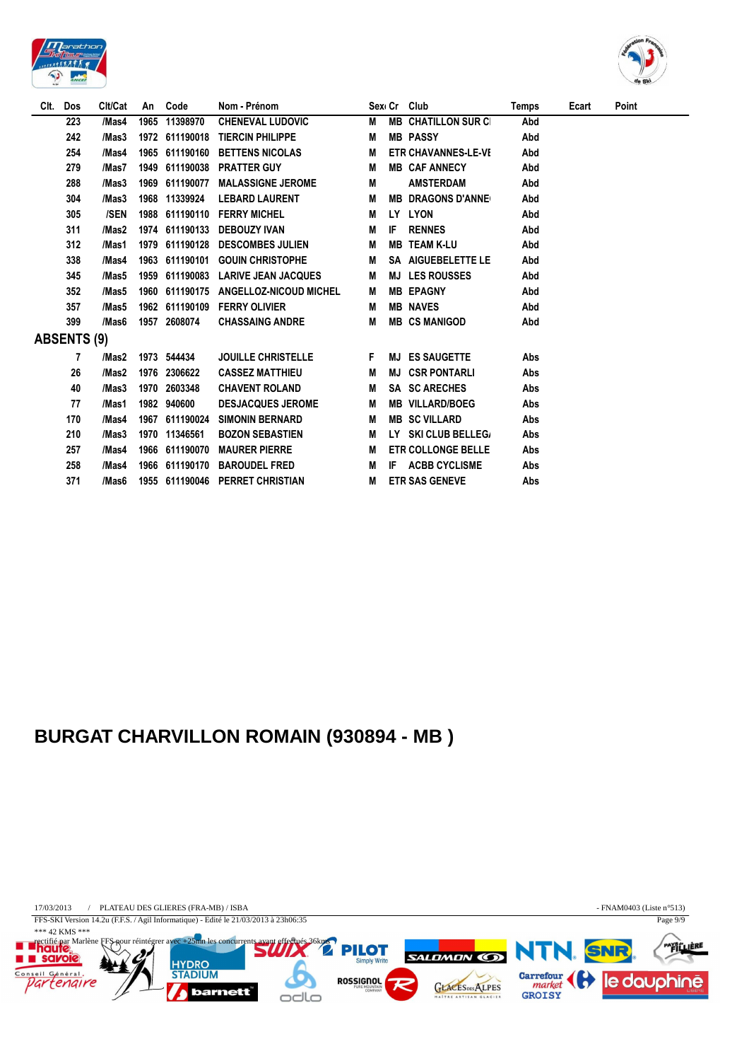| Clt. | Dos | Clt/Cat | An | Code | Nom - Prénom | Sexe | Cr | Club | Temps | Ecart | Point |
|---|---|---|---|---|---|---|---|---|---|---|---|
| | 223 | /Mas4 | 1965 | 11398970 | CHENEVAL LUDOVIC | M | MB | CHATILLON SUR CI | Abd | | |
| | 242 | /Mas3 | 1972 | 611190018 | TIERCIN PHILIPPE | M | MB | PASSY | Abd | | |
| | 254 | /Mas4 | 1965 | 611190160 | BETTENS NICOLAS | M | ETR | CHAVANNES-LE-VE | Abd | | |
| | 279 | /Mas7 | 1949 | 611190038 | PRATTER GUY | M | MB | CAF ANNECY | Abd | | |
| | 288 | /Mas3 | 1969 | 611190077 | MALASSIGNE JEROME | M | | AMSTERDAM | Abd | | |
| | 304 | /Mas3 | 1968 | 11339924 | LEBARD LAURENT | M | MB | DRAGONS D'ANNE | Abd | | |
| | 305 | /SEN | 1988 | 611190110 | FERRY MICHEL | M | LY | LYON | Abd | | |
| | 311 | /Mas2 | 1974 | 611190133 | DEBOUZY IVAN | M | IF | RENNES | Abd | | |
| | 312 | /Mas1 | 1979 | 611190128 | DESCOMBES JULIEN | M | MB | TEAM K-LU | Abd | | |
| | 338 | /Mas4 | 1963 | 611190101 | GOUIN CHRISTOPHE | M | SA | AIGUEBELETTE LE | Abd | | |
| | 345 | /Mas5 | 1959 | 611190083 | LARIVE JEAN JACQUES | M | MJ | LES ROUSSES | Abd | | |
| | 352 | /Mas5 | 1960 | 611190175 | ANGELLOZ-NICOUD MICHEL | M | MB | EPAGNY | Abd | | |
| | 357 | /Mas5 | 1962 | 611190109 | FERRY OLIVIER | M | MB | NAVES | Abd | | |
| | 399 | /Mas6 | 1957 | 2608074 | CHASSAING ANDRE | M | MB | CS MANIGOD | Abd | | |

## ABSENTS (9)

| Clt. | Dos | Clt/Cat | An | Code | Nom - Prénom | Sexe | Cr | Club | Temps | Ecart | Point |
|---|---|---|---|---|---|---|---|---|---|---|---|
| | 7 | /Mas2 | 1973 | 544434 | JOUILLE CHRISTELLE | F | MJ | ES SAUGETTE | Abs | | |
| | 26 | /Mas2 | 1976 | 2306622 | CASSEZ MATTHIEU | M | MJ | CSR PONTARLI | Abs | | |
| | 40 | /Mas3 | 1970 | 2603348 | CHAVENT ROLAND | M | SA | SC ARECHES | Abs | | |
| | 77 | /Mas1 | 1982 | 940600 | DESJACQUES JEROME | M | MB | VILLARD/BOEG | Abs | | |
| | 170 | /Mas4 | 1967 | 611190024 | SIMONIN BERNARD | M | MB | SC VILLARD | Abs | | |
| | 210 | /Mas3 | 1970 | 11346561 | BOZON SEBASTIEN | M | LY | SKI CLUB BELLEG | Abs | | |
| | 257 | /Mas4 | 1966 | 611190070 | MAURER PIERRE | M | ETR | COLLONGE BELLE | Abs | | |
| | 258 | /Mas4 | 1966 | 611190170 | BAROUDEL FRED | M | IF | ACBB CYCLISME | Abs | | |
| | 371 | /Mas6 | 1955 | 611190046 | PERRET CHRISTIAN | M | ETR | SAS GENEVE | Abs | | |

**BURGAT CHARVILLON ROMAIN (930894 - MB )**

17/03/2013 / PLATEAU DES GLIERES (FRA-MB) / ISBA - FNAM0403 (Liste n°513)

FFS-SKI Version 14.2u (F.F.S. / Agil Informatique) - Edité le 21/03/2013 à 23h06:35

*** 42 KMS ***

rectifié par Marlène FFS pour réintégrer avec +25mn les concurrents ayant effectués 36kms